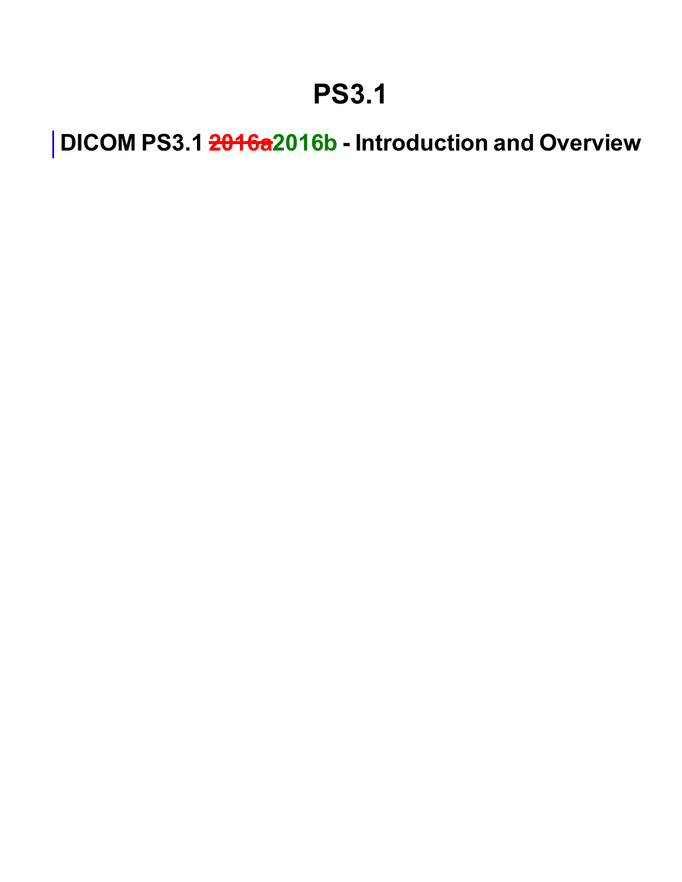# PS3.1

## DICOM PS3.1 ~~2016a~~2016b - Introduction and Overview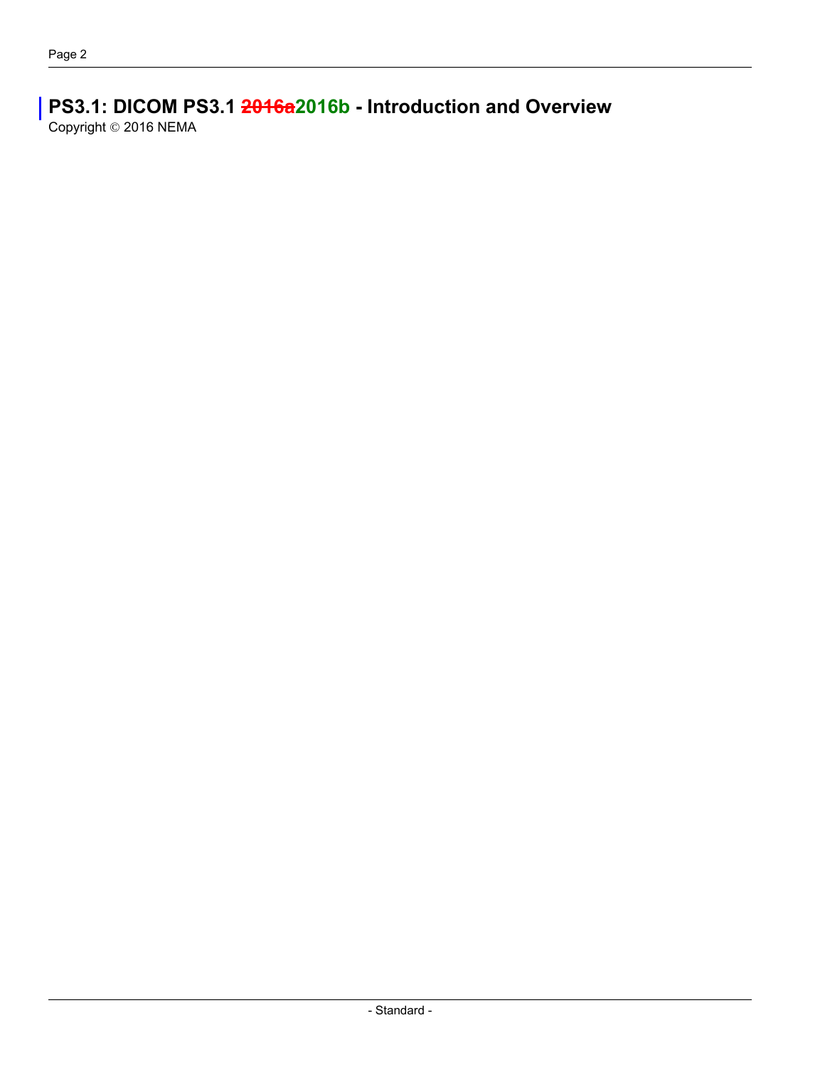# PS3.1: DICOM PS3.1 ~~2016a~~2016b - Introduction and Overview

Copyright © 2016 NEMA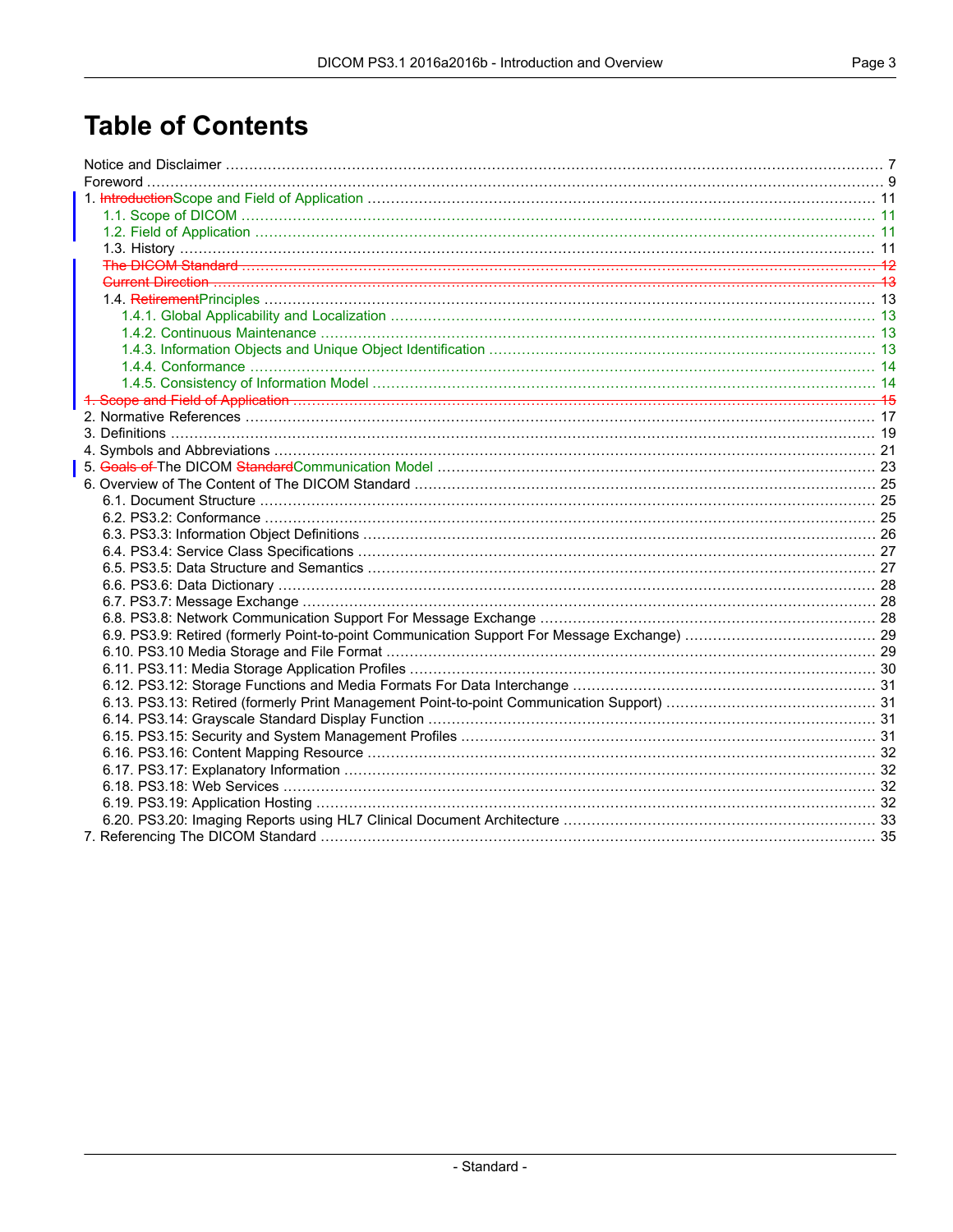# Table of Contents

Notice and Disclaimer ........................................................................................................................................ 7
Foreword ........................................................................................................................................................ 9
1. IntroductionScope and Field of Application ................................................................................................ 11
  1.1. Scope of DICOM .................................................................................................................................. 11
  1.2. Field of Application .............................................................................................................................. 11
  1.3. History ................................................................................................................................................. 11
  The DICOM Standard ............................................................................................................................... 12
  Current Direction ...................................................................................................................................... 13
  1.4. RetirementPrinciples ............................................................................................................................ 13
    1.4.1. Global Applicability and Localization ............................................................................................. 13
    1.4.2. Continuous Maintenance ............................................................................................................... 13
    1.4.3. Information Objects and Unique Object Identification .................................................................. 13
    1.4.4. Conformance ................................................................................................................................. 14
    1.4.5. Consistency of Information Model ................................................................................................ 14
1. Scope and Field of Application ................................................................................................................... 15
2. Normative References ................................................................................................................................. 17
3. Definitions .................................................................................................................................................... 19
4. Symbols and Abbreviations ......................................................................................................................... 21
5. Goals of The DICOM StandardCommunication Model ................................................................................ 23
6. Overview of The Content of The DICOM Standard ..................................................................................... 25
  6.1. Document Structure ............................................................................................................................. 25
  6.2. PS3.2: Conformance ........................................................................................................................... 25
  6.3. PS3.3: Information Object Definitions .................................................................................................. 26
  6.4. PS3.4: Service Class Specifications .................................................................................................... 27
  6.5. PS3.5: Data Structure and Semantics ................................................................................................. 27
  6.6. PS3.6: Data Dictionary ........................................................................................................................ 28
  6.7. PS3.7: Message Exchange ................................................................................................................. 28
  6.8. PS3.8: Network Communication Support For Message Exchange ..................................................... 28
  6.9. PS3.9: Retired (formerly Point-to-point Communication Support For Message Exchange) ................. 29
  6.10. PS3.10 Media Storage and File Format ............................................................................................. 29
  6.11. PS3.11: Media Storage Application Profiles ...................................................................................... 30
  6.12. PS3.12: Storage Functions and Media Formats For Data Interchange .............................................. 31
  6.13. PS3.13: Retired (formerly Print Management Point-to-point Communication Support) ...................... 31
  6.14. PS3.14: Grayscale Standard Display Function ................................................................................... 31
  6.15. PS3.15: Security and System Management Profiles .......................................................................... 31
  6.16. PS3.16: Content Mapping Resource .................................................................................................. 32
  6.17. PS3.17: Explanatory Information ........................................................................................................ 32
  6.18. PS3.18: Web Services ........................................................................................................................ 32
  6.19. PS3.19: Application Hosting ............................................................................................................... 32
  6.20. PS3.20: Imaging Reports using HL7 Clinical Document Architecture ................................................ 33
7. Referencing The DICOM Standard ............................................................................................................. 35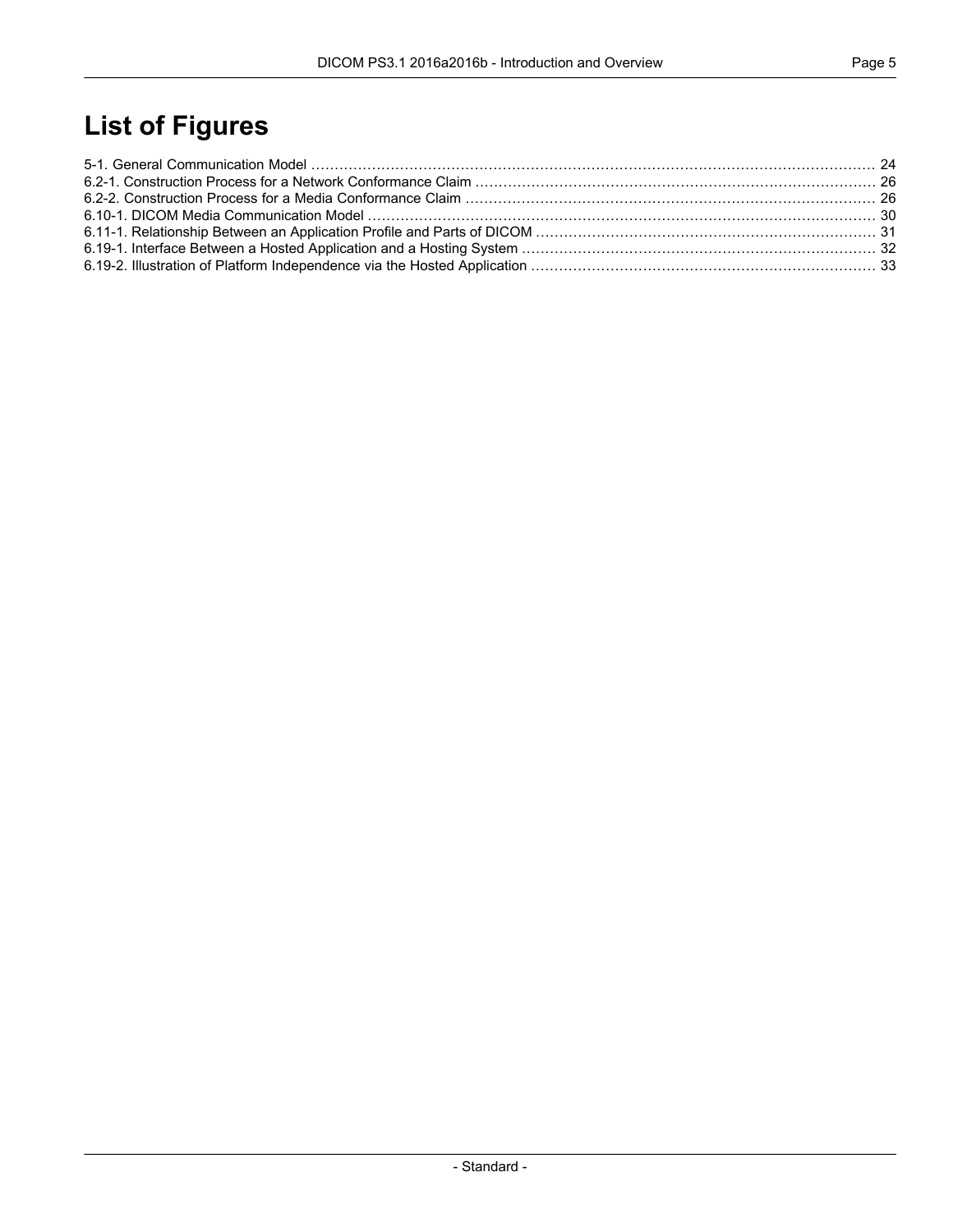# List of Figures

5-1. General Communication Model ........................................................................................................ 24
6.2-1. Construction Process for a Network Conformance Claim ........................................................................ 26
6.2-2. Construction Process for a Media Conformance Claim .......................................................................... 26
6.10-1. DICOM Media Communication Model .............................................................................................. 30
6.11-1. Relationship Between an Application Profile and Parts of DICOM ........................................................ 31
6.19-1. Interface Between a Hosted Application and a Hosting System ............................................................ 32
6.19-2. Illustration of Platform Independence via the Hosted Application .......................................................... 33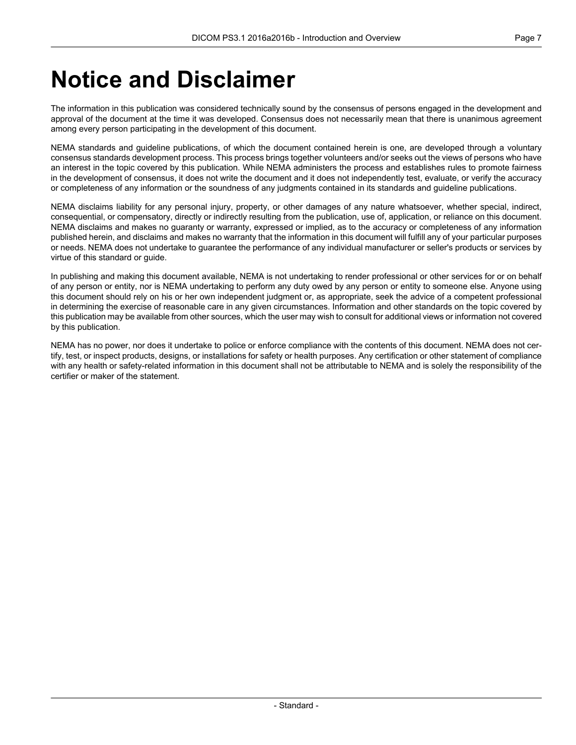# Notice and Disclaimer

The information in this publication was considered technically sound by the consensus of persons engaged in the development and approval of the document at the time it was developed. Consensus does not necessarily mean that there is unanimous agreement among every person participating in the development of this document.

NEMA standards and guideline publications, of which the document contained herein is one, are developed through a voluntary consensus standards development process. This process brings together volunteers and/or seeks out the views of persons who have an interest in the topic covered by this publication. While NEMA administers the process and establishes rules to promote fairness in the development of consensus, it does not write the document and it does not independently test, evaluate, or verify the accuracy or completeness of any information or the soundness of any judgments contained in its standards and guideline publications.

NEMA disclaims liability for any personal injury, property, or other damages of any nature whatsoever, whether special, indirect, consequential, or compensatory, directly or indirectly resulting from the publication, use of, application, or reliance on this document. NEMA disclaims and makes no guaranty or warranty, expressed or implied, as to the accuracy or completeness of any information published herein, and disclaims and makes no warranty that the information in this document will fulfill any of your particular purposes or needs. NEMA does not undertake to guarantee the performance of any individual manufacturer or seller's products or services by virtue of this standard or guide.

In publishing and making this document available, NEMA is not undertaking to render professional or other services for or on behalf of any person or entity, nor is NEMA undertaking to perform any duty owed by any person or entity to someone else. Anyone using this document should rely on his or her own independent judgment or, as appropriate, seek the advice of a competent professional in determining the exercise of reasonable care in any given circumstances. Information and other standards on the topic covered by this publication may be available from other sources, which the user may wish to consult for additional views or information not covered by this publication.

NEMA has no power, nor does it undertake to police or enforce compliance with the contents of this document. NEMA does not certify, test, or inspect products, designs, or installations for safety or health purposes. Any certification or other statement of compliance with any health or safety-related information in this document shall not be attributable to NEMA and is solely the responsibility of the certifier or maker of the statement.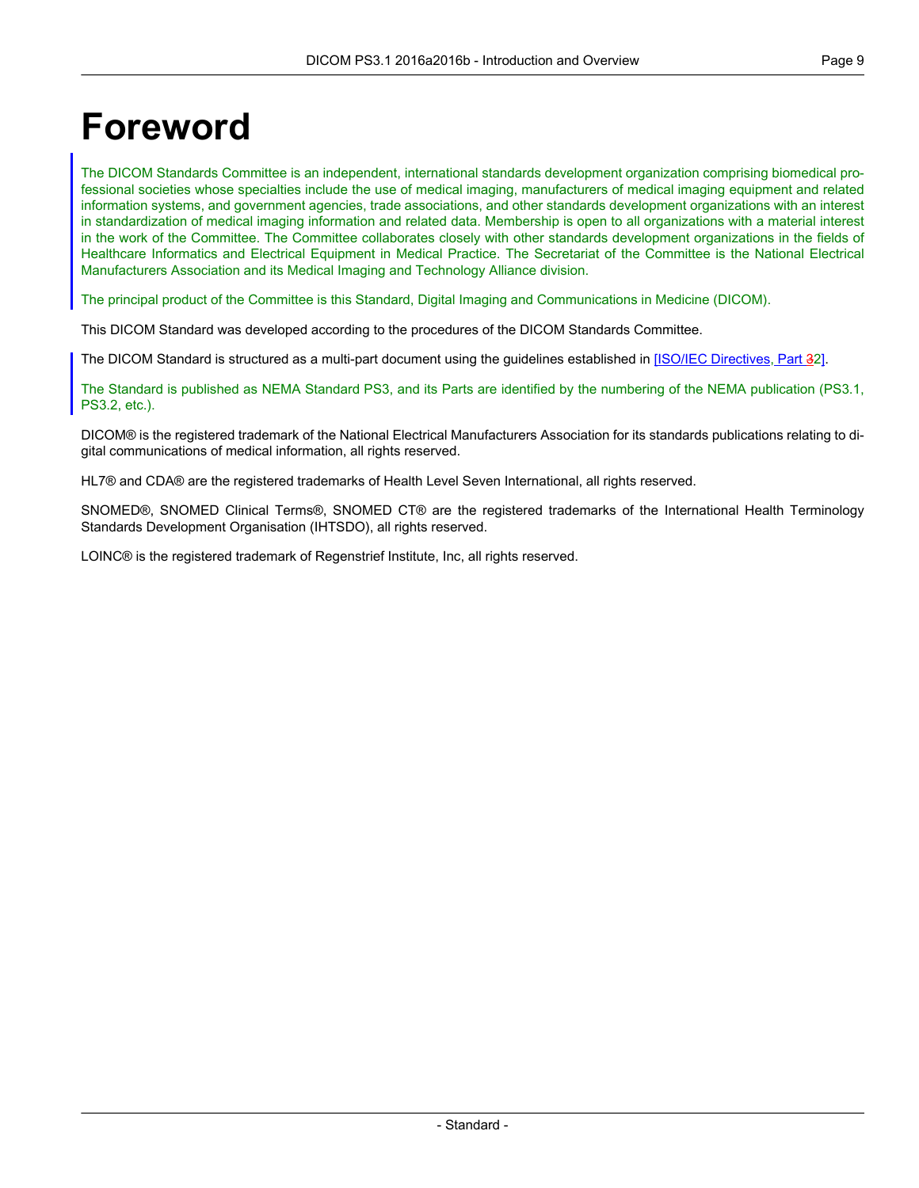# Foreword

The DICOM Standards Committee is an independent, international standards development organization comprising biomedical professional societies whose specialties include the use of medical imaging, manufacturers of medical imaging equipment and related information systems, and government agencies, trade associations, and other standards development organizations with an interest in standardization of medical imaging information and related data. Membership is open to all organizations with a material interest in the work of the Committee. The Committee collaborates closely with other standards development organizations in the fields of Healthcare Informatics and Electrical Equipment in Medical Practice. The Secretariat of the Committee is the National Electrical Manufacturers Association and its Medical Imaging and Technology Alliance division.

The principal product of the Committee is this Standard, Digital Imaging and Communications in Medicine (DICOM).

This DICOM Standard was developed according to the procedures of the DICOM Standards Committee.

The DICOM Standard is structured as a multi-part document using the guidelines established in [ISO/IEC Directives, Part 32].

The Standard is published as NEMA Standard PS3, and its Parts are identified by the numbering of the NEMA publication (PS3.1, PS3.2, etc.).

DICOM® is the registered trademark of the National Electrical Manufacturers Association for its standards publications relating to digital communications of medical information, all rights reserved.

HL7® and CDA® are the registered trademarks of Health Level Seven International, all rights reserved.

SNOMED®, SNOMED Clinical Terms®, SNOMED CT® are the registered trademarks of the International Health Terminology Standards Development Organisation (IHTSDO), all rights reserved.

LOINC® is the registered trademark of Regenstrief Institute, Inc, all rights reserved.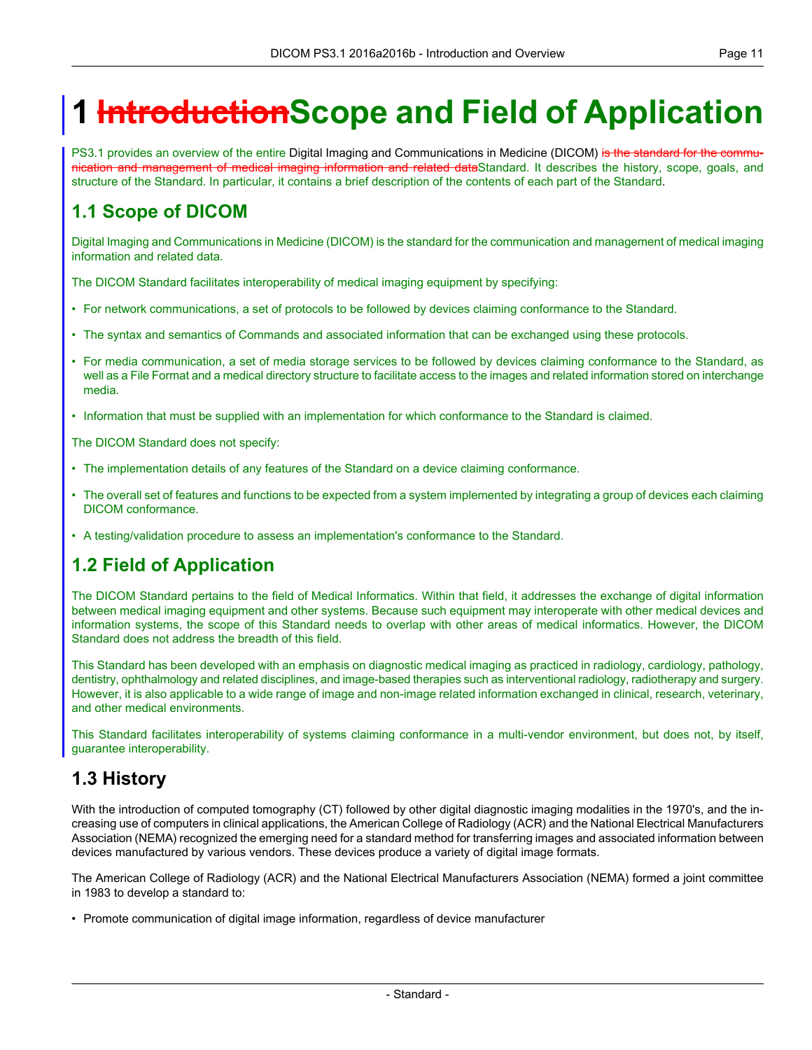# 1 ~~Introduction~~Scope and Field of Application

PS3.1 provides an overview of the entire Digital Imaging and Communications in Medicine (DICOM) ~~is the standard for the communication and management of medical imaging information and related data~~Standard. It describes the history, scope, goals, and structure of the Standard. In particular, it contains a brief description of the contents of each part of the Standard.

## 1.1 Scope of DICOM

Digital Imaging and Communications in Medicine (DICOM) is the standard for the communication and management of medical imaging information and related data.

The DICOM Standard facilitates interoperability of medical imaging equipment by specifying:

- For network communications, a set of protocols to be followed by devices claiming conformance to the Standard.
- The syntax and semantics of Commands and associated information that can be exchanged using these protocols.
- For media communication, a set of media storage services to be followed by devices claiming conformance to the Standard, as well as a File Format and a medical directory structure to facilitate access to the images and related information stored on interchange media.
- Information that must be supplied with an implementation for which conformance to the Standard is claimed.

The DICOM Standard does not specify:

- The implementation details of any features of the Standard on a device claiming conformance.
- The overall set of features and functions to be expected from a system implemented by integrating a group of devices each claiming DICOM conformance.
- A testing/validation procedure to assess an implementation's conformance to the Standard.

## 1.2 Field of Application

The DICOM Standard pertains to the field of Medical Informatics. Within that field, it addresses the exchange of digital information between medical imaging equipment and other systems. Because such equipment may interoperate with other medical devices and information systems, the scope of this Standard needs to overlap with other areas of medical informatics. However, the DICOM Standard does not address the breadth of this field.

This Standard has been developed with an emphasis on diagnostic medical imaging as practiced in radiology, cardiology, pathology, dentistry, ophthalmology and related disciplines, and image-based therapies such as interventional radiology, radiotherapy and surgery. However, it is also applicable to a wide range of image and non-image related information exchanged in clinical, research, veterinary, and other medical environments.

This Standard facilitates interoperability of systems claiming conformance in a multi-vendor environment, but does not, by itself, guarantee interoperability.

## 1.3 History

With the introduction of computed tomography (CT) followed by other digital diagnostic imaging modalities in the 1970's, and the increasing use of computers in clinical applications, the American College of Radiology (ACR) and the National Electrical Manufacturers Association (NEMA) recognized the emerging need for a standard method for transferring images and associated information between devices manufactured by various vendors. These devices produce a variety of digital image formats.

The American College of Radiology (ACR) and the National Electrical Manufacturers Association (NEMA) formed a joint committee in 1983 to develop a standard to:

- Promote communication of digital image information, regardless of device manufacturer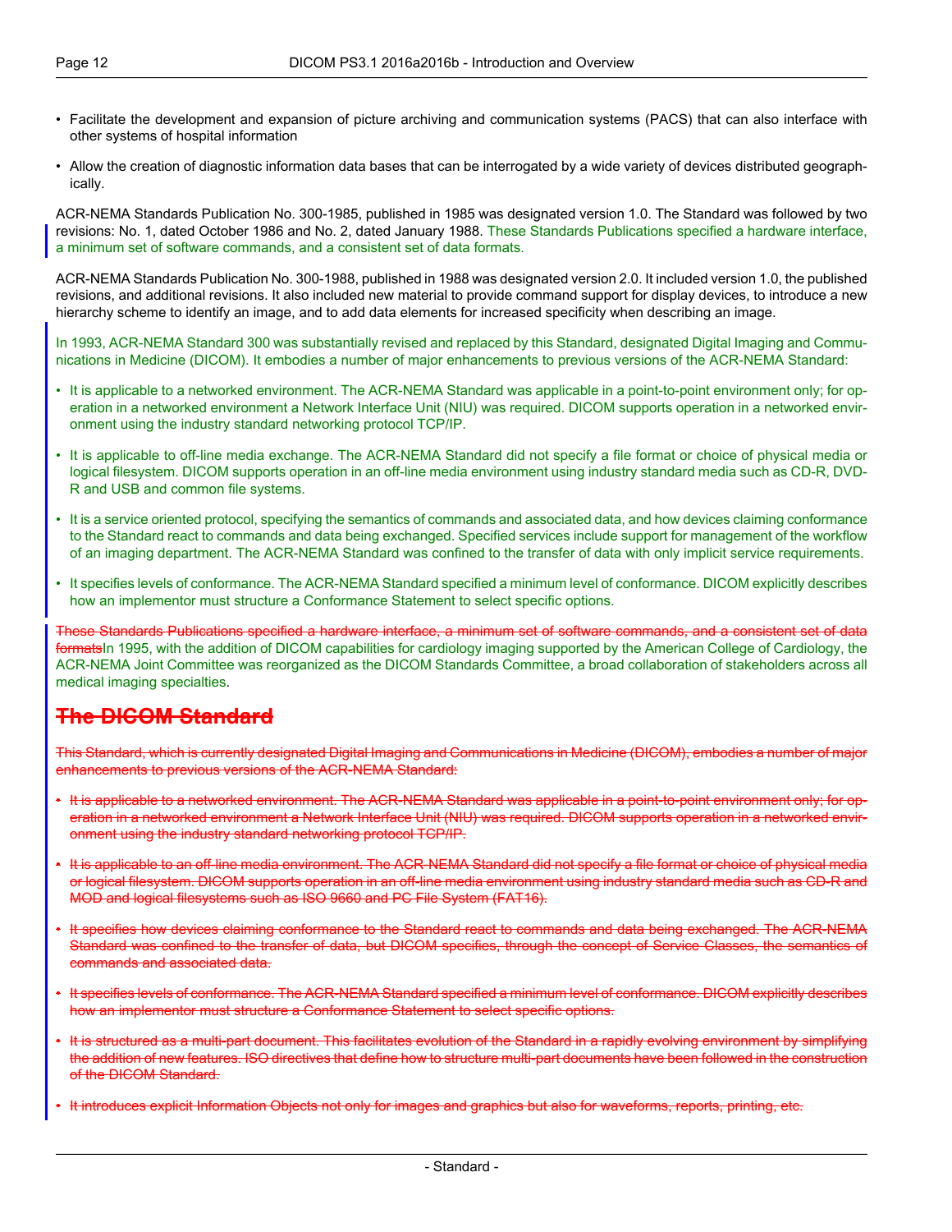- Facilitate the development and expansion of picture archiving and communication systems (PACS) that can also interface with other systems of hospital information
- Allow the creation of diagnostic information data bases that can be interrogated by a wide variety of devices distributed geographically.

ACR-NEMA Standards Publication No. 300-1985, published in 1985 was designated version 1.0. The Standard was followed by two revisions: No. 1, dated October 1986 and No. 2, dated January 1988. These Standards Publications specified a hardware interface, a minimum set of software commands, and a consistent set of data formats.

ACR-NEMA Standards Publication No. 300-1988, published in 1988 was designated version 2.0. It included version 1.0, the published revisions, and additional revisions. It also included new material to provide command support for display devices, to introduce a new hierarchy scheme to identify an image, and to add data elements for increased specificity when describing an image.

In 1993, ACR-NEMA Standard 300 was substantially revised and replaced by this Standard, designated Digital Imaging and Communications in Medicine (DICOM). It embodies a number of major enhancements to previous versions of the ACR-NEMA Standard:

- It is applicable to a networked environment. The ACR-NEMA Standard was applicable in a point-to-point environment only; for operation in a networked environment a Network Interface Unit (NIU) was required. DICOM supports operation in a networked environment using the industry standard networking protocol TCP/IP.
- It is applicable to off-line media exchange. The ACR-NEMA Standard did not specify a file format or choice of physical media or logical filesystem. DICOM supports operation in an off-line media environment using industry standard media such as CD-R, DVD-R and USB and common file systems.
- It is a service oriented protocol, specifying the semantics of commands and associated data, and how devices claiming conformance to the Standard react to commands and data being exchanged. Specified services include support for management of the workflow of an imaging department. The ACR-NEMA Standard was confined to the transfer of data with only implicit service requirements.
- It specifies levels of conformance. The ACR-NEMA Standard specified a minimum level of conformance. DICOM explicitly describes how an implementor must structure a Conformance Statement to select specific options.

~~These Standards Publications specified a hardware interface, a minimum set of software commands, and a consistent set of data formats~~In 1995, with the addition of DICOM capabilities for cardiology imaging supported by the American College of Cardiology, the ACR-NEMA Joint Committee was reorganized as the DICOM Standards Committee, a broad collaboration of stakeholders across all medical imaging specialties.

## ~~The DICOM Standard~~

~~This Standard, which is currently designated Digital Imaging and Communications in Medicine (DICOM), embodies a number of major enhancements to previous versions of the ACR-NEMA Standard:~~

- ~~It is applicable to a networked environment. The ACR-NEMA Standard was applicable in a point-to-point environment only; for operation in a networked environment a Network Interface Unit (NIU) was required. DICOM supports operation in a networked environment using the industry standard networking protocol TCP/IP.~~
- ~~It is applicable to an off-line media environment. The ACR-NEMA Standard did not specify a file format or choice of physical media or logical filesystem. DICOM supports operation in an off-line media environment using industry standard media such as CD-R and MOD and logical filesystems such as ISO 9660 and PC File System (FAT16).~~
- ~~It specifies how devices claiming conformance to the Standard react to commands and data being exchanged. The ACR-NEMA Standard was confined to the transfer of data, but DICOM specifies, through the concept of Service Classes, the semantics of commands and associated data.~~
- ~~It specifies levels of conformance. The ACR-NEMA Standard specified a minimum level of conformance. DICOM explicitly describes how an implementor must structure a Conformance Statement to select specific options.~~
- ~~It is structured as a multi-part document. This facilitates evolution of the Standard in a rapidly evolving environment by simplifying the addition of new features. ISO directives that define how to structure multi-part documents have been followed in the construction of the DICOM Standard.~~
- ~~It introduces explicit Information Objects not only for images and graphics but also for waveforms, reports, printing, etc.~~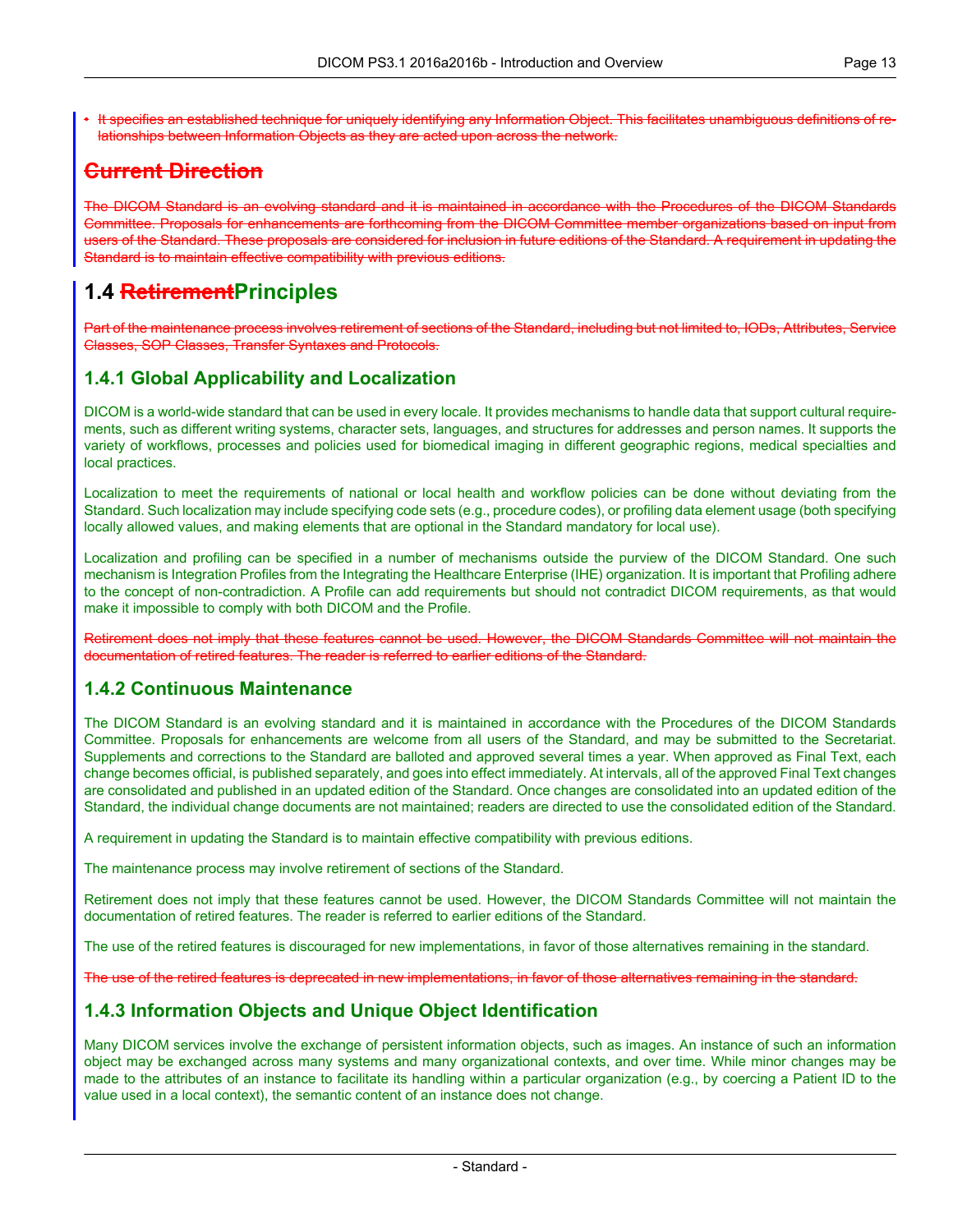- ~~It specifies an established technique for uniquely identifying any Information Object. This facilitates unambiguous definitions of relationships between Information Objects as they are acted upon across the network.~~

## ~~Current Direction~~

~~The DICOM Standard is an evolving standard and it is maintained in accordance with the Procedures of the DICOM Standards Committee. Proposals for enhancements are forthcoming from the DICOM Committee member organizations based on input from users of the Standard. These proposals are considered for inclusion in future editions of the Standard. A requirement in updating the Standard is to maintain effective compatibility with previous editions.~~

# 1.4 ~~Retirement~~Principles

~~Part of the maintenance process involves retirement of sections of the Standard, including but not limited to, IODs, Attributes, Service Classes, SOP Classes, Transfer Syntaxes and Protocols.~~

## 1.4.1 Global Applicability and Localization

DICOM is a world-wide standard that can be used in every locale. It provides mechanisms to handle data that support cultural requirements, such as different writing systems, character sets, languages, and structures for addresses and person names. It supports the variety of workflows, processes and policies used for biomedical imaging in different geographic regions, medical specialties and local practices.

Localization to meet the requirements of national or local health and workflow policies can be done without deviating from the Standard. Such localization may include specifying code sets (e.g., procedure codes), or profiling data element usage (both specifying locally allowed values, and making elements that are optional in the Standard mandatory for local use).

Localization and profiling can be specified in a number of mechanisms outside the purview of the DICOM Standard. One such mechanism is Integration Profiles from the Integrating the Healthcare Enterprise (IHE) organization. It is important that Profiling adhere to the concept of non-contradiction. A Profile can add requirements but should not contradict DICOM requirements, as that would make it impossible to comply with both DICOM and the Profile.

~~Retirement does not imply that these features cannot be used. However, the DICOM Standards Committee will not maintain the documentation of retired features. The reader is referred to earlier editions of the Standard.~~

## 1.4.2 Continuous Maintenance

The DICOM Standard is an evolving standard and it is maintained in accordance with the Procedures of the DICOM Standards Committee. Proposals for enhancements are welcome from all users of the Standard, and may be submitted to the Secretariat. Supplements and corrections to the Standard are balloted and approved several times a year. When approved as Final Text, each change becomes official, is published separately, and goes into effect immediately. At intervals, all of the approved Final Text changes are consolidated and published in an updated edition of the Standard. Once changes are consolidated into an updated edition of the Standard, the individual change documents are not maintained; readers are directed to use the consolidated edition of the Standard.

A requirement in updating the Standard is to maintain effective compatibility with previous editions.

The maintenance process may involve retirement of sections of the Standard.

Retirement does not imply that these features cannot be used. However, the DICOM Standards Committee will not maintain the documentation of retired features. The reader is referred to earlier editions of the Standard.

The use of the retired features is discouraged for new implementations, in favor of those alternatives remaining in the standard.

~~The use of the retired features is deprecated in new implementations, in favor of those alternatives remaining in the standard.~~

## 1.4.3 Information Objects and Unique Object Identification

Many DICOM services involve the exchange of persistent information objects, such as images. An instance of such an information object may be exchanged across many systems and many organizational contexts, and over time. While minor changes may be made to the attributes of an instance to facilitate its handling within a particular organization (e.g., by coercing a Patient ID to the value used in a local context), the semantic content of an instance does not change.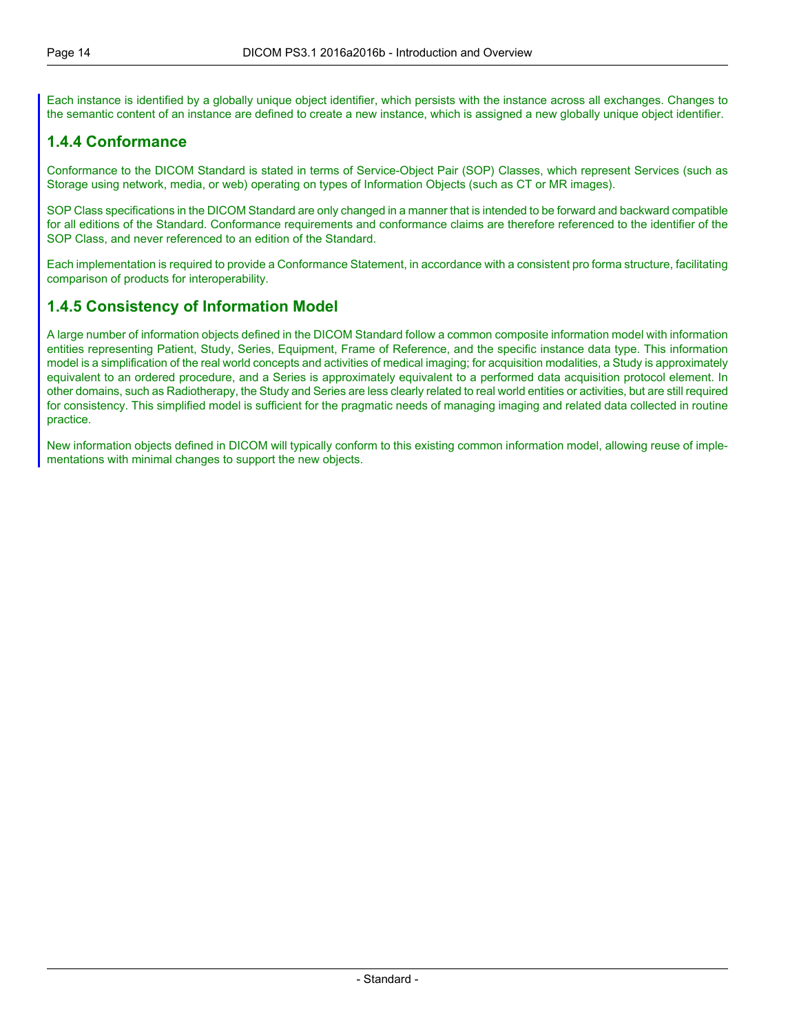Each instance is identified by a globally unique object identifier, which persists with the instance across all exchanges. Changes to the semantic content of an instance are defined to create a new instance, which is assigned a new globally unique object identifier.

### 1.4.4 Conformance

Conformance to the DICOM Standard is stated in terms of Service-Object Pair (SOP) Classes, which represent Services (such as Storage using network, media, or web) operating on types of Information Objects (such as CT or MR images).

SOP Class specifications in the DICOM Standard are only changed in a manner that is intended to be forward and backward compatible for all editions of the Standard. Conformance requirements and conformance claims are therefore referenced to the identifier of the SOP Class, and never referenced to an edition of the Standard.

Each implementation is required to provide a Conformance Statement, in accordance with a consistent pro forma structure, facilitating comparison of products for interoperability.

### 1.4.5 Consistency of Information Model

A large number of information objects defined in the DICOM Standard follow a common composite information model with information entities representing Patient, Study, Series, Equipment, Frame of Reference, and the specific instance data type. This information model is a simplification of the real world concepts and activities of medical imaging; for acquisition modalities, a Study is approximately equivalent to an ordered procedure, and a Series is approximately equivalent to a performed data acquisition protocol element. In other domains, such as Radiotherapy, the Study and Series are less clearly related to real world entities or activities, but are still required for consistency. This simplified model is sufficient for the pragmatic needs of managing imaging and related data collected in routine practice.

New information objects defined in DICOM will typically conform to this existing common information model, allowing reuse of implementations with minimal changes to support the new objects.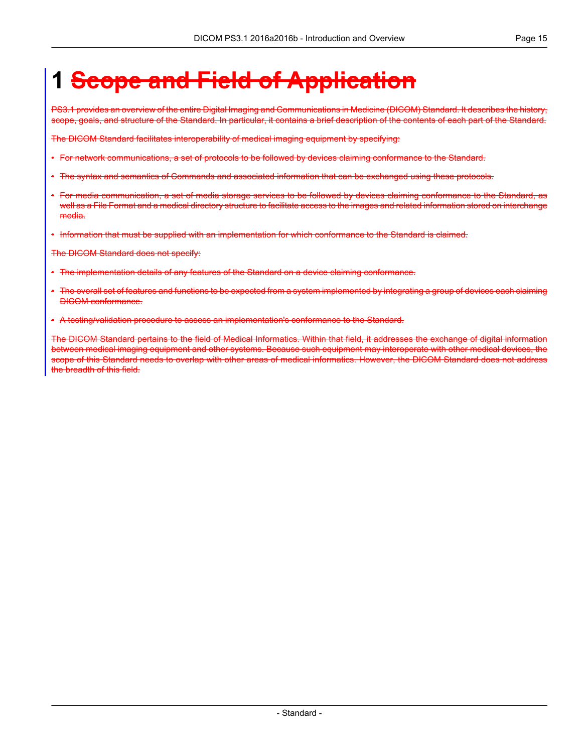# 1 ~~Scope and Field of Application~~

~~PS3.1 provides an overview of the entire Digital Imaging and Communications in Medicine (DICOM) Standard. It describes the history, scope, goals, and structure of the Standard. In particular, it contains a brief description of the contents of each part of the Standard.~~

~~The DICOM Standard facilitates interoperability of medical imaging equipment by specifying:~~

- ~~For network communications, a set of protocols to be followed by devices claiming conformance to the Standard.~~
- ~~The syntax and semantics of Commands and associated information that can be exchanged using these protocols.~~
- ~~For media communication, a set of media storage services to be followed by devices claiming conformance to the Standard, as well as a File Format and a medical directory structure to facilitate access to the images and related information stored on interchange media.~~
- ~~Information that must be supplied with an implementation for which conformance to the Standard is claimed.~~

~~The DICOM Standard does not specify:~~

- ~~The implementation details of any features of the Standard on a device claiming conformance.~~
- ~~The overall set of features and functions to be expected from a system implemented by integrating a group of devices each claiming DICOM conformance.~~
- ~~A testing/validation procedure to assess an implementation's conformance to the Standard.~~

~~The DICOM Standard pertains to the field of Medical Informatics. Within that field, it addresses the exchange of digital information between medical imaging equipment and other systems. Because such equipment may interoperate with other medical devices, the scope of this Standard needs to overlap with other areas of medical informatics. However, the DICOM Standard does not address the breadth of this field.~~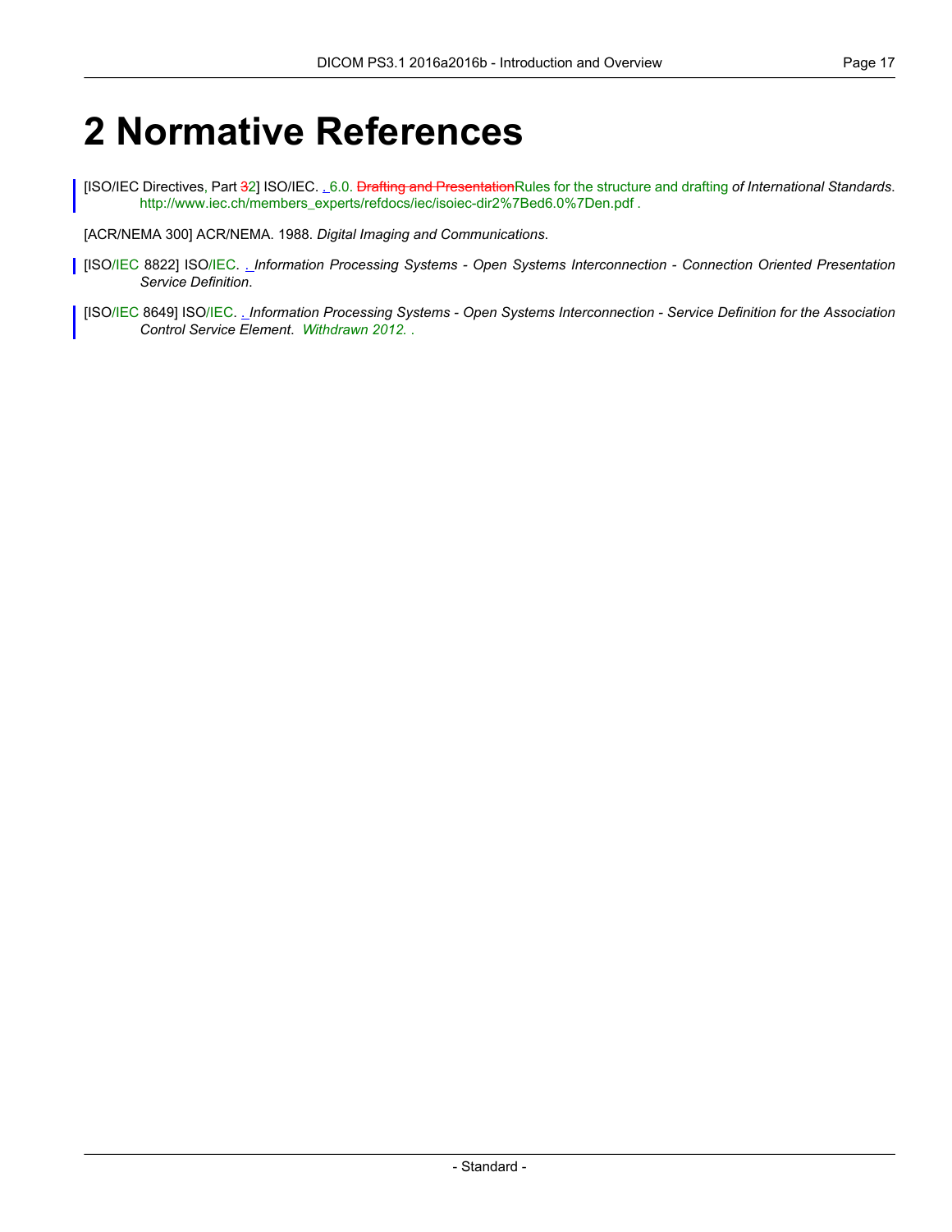# 2 Normative References

[ISO/IEC Directives, Part 32] ISO/IEC. . 6.0. ~~Drafting and Presentation~~Rules for the structure and drafting *of International Standards*. http://www.iec.ch/members_experts/refdocs/iec/isoiec-dir2%7Bed6.0%7Den.pdf .

[ACR/NEMA 300] ACR/NEMA. 1988. *Digital Imaging and Communications*.

[ISO/IEC 8822] ISO/IEC. . *Information Processing Systems - Open Systems Interconnection - Connection Oriented Presentation Service Definition*.

[ISO/IEC 8649] ISO/IEC. . *Information Processing Systems - Open Systems Interconnection - Service Definition for the Association Control Service Element*. *Withdrawn 2012.* .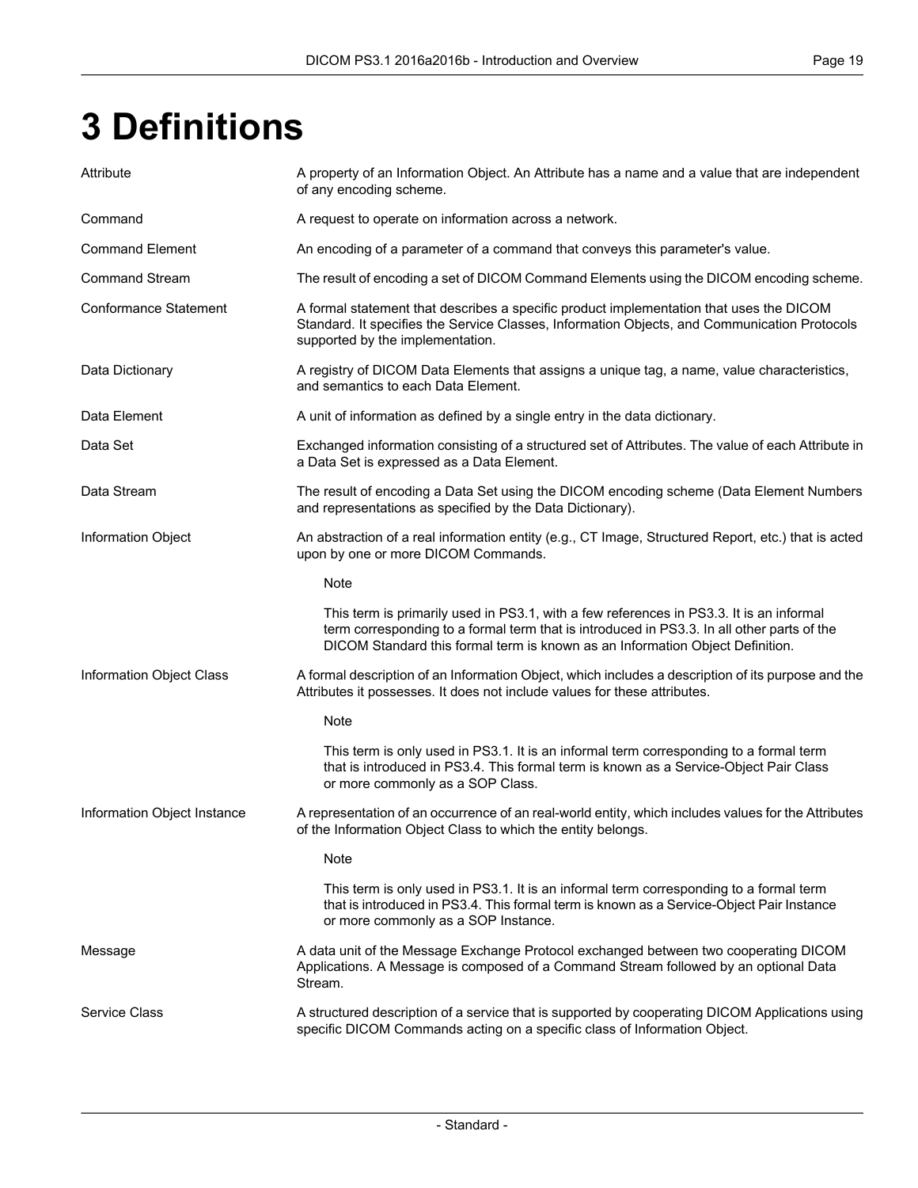# 3 Definitions

**Attribute**
A property of an Information Object. An Attribute has a name and a value that are independent of any encoding scheme.

**Command**
A request to operate on information across a network.

**Command Element**
An encoding of a parameter of a command that conveys this parameter's value.

**Command Stream**
The result of encoding a set of DICOM Command Elements using the DICOM encoding scheme.

**Conformance Statement**
A formal statement that describes a specific product implementation that uses the DICOM Standard. It specifies the Service Classes, Information Objects, and Communication Protocols supported by the implementation.

**Data Dictionary**
A registry of DICOM Data Elements that assigns a unique tag, a name, value characteristics, and semantics to each Data Element.

**Data Element**
A unit of information as defined by a single entry in the data dictionary.

**Data Set**
Exchanged information consisting of a structured set of Attributes. The value of each Attribute in a Data Set is expressed as a Data Element.

**Data Stream**
The result of encoding a Data Set using the DICOM encoding scheme (Data Element Numbers and representations as specified by the Data Dictionary).

**Information Object**
An abstraction of a real information entity (e.g., CT Image, Structured Report, etc.) that is acted upon by one or more DICOM Commands.

> Note
>
> This term is primarily used in PS3.1, with a few references in PS3.3. It is an informal term corresponding to a formal term that is introduced in PS3.3. In all other parts of the DICOM Standard this formal term is known as an Information Object Definition.

**Information Object Class**
A formal description of an Information Object, which includes a description of its purpose and the Attributes it possesses. It does not include values for these attributes.

> Note
>
> This term is only used in PS3.1. It is an informal term corresponding to a formal term that is introduced in PS3.4. This formal term is known as a Service-Object Pair Class or more commonly as a SOP Class.

**Information Object Instance**
A representation of an occurrence of an real-world entity, which includes values for the Attributes of the Information Object Class to which the entity belongs.

> Note
>
> This term is only used in PS3.1. It is an informal term corresponding to a formal term that is introduced in PS3.4. This formal term is known as a Service-Object Pair Instance or more commonly as a SOP Instance.

**Message**
A data unit of the Message Exchange Protocol exchanged between two cooperating DICOM Applications. A Message is composed of a Command Stream followed by an optional Data Stream.

**Service Class**
A structured description of a service that is supported by cooperating DICOM Applications using specific DICOM Commands acting on a specific class of Information Object.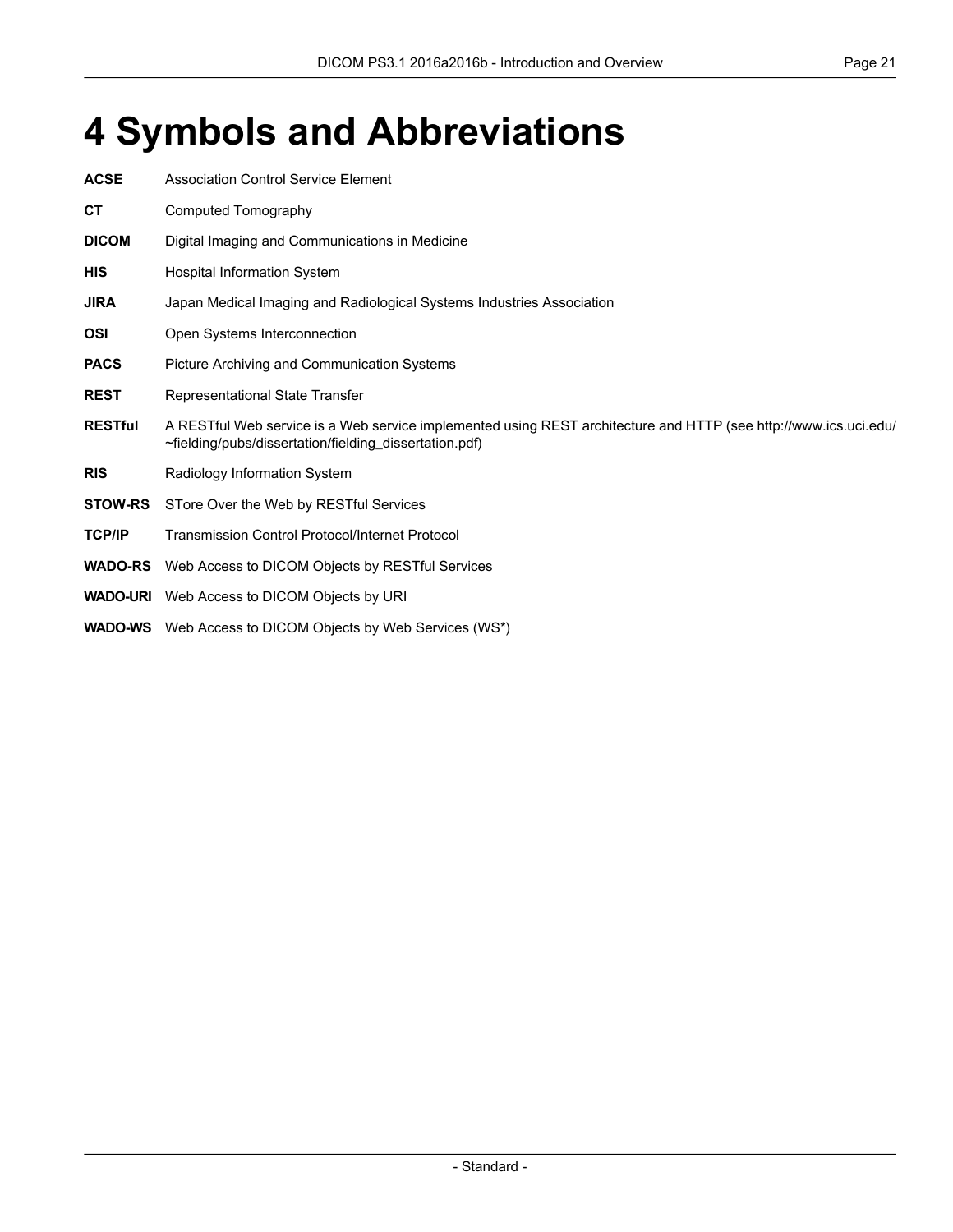# 4 Symbols and Abbreviations

**ACSE** Association Control Service Element

**CT** Computed Tomography

**DICOM** Digital Imaging and Communications in Medicine

**HIS** Hospital Information System

**JIRA** Japan Medical Imaging and Radiological Systems Industries Association

**OSI** Open Systems Interconnection

**PACS** Picture Archiving and Communication Systems

**REST** Representational State Transfer

**RESTful** A RESTful Web service is a Web service implemented using REST architecture and HTTP (see http://www.ics.uci.edu/~fielding/pubs/dissertation/fielding_dissertation.pdf)

**RIS** Radiology Information System

**STOW-RS** STore Over the Web by RESTful Services

**TCP/IP** Transmission Control Protocol/Internet Protocol

**WADO-RS** Web Access to DICOM Objects by RESTful Services

**WADO-URI** Web Access to DICOM Objects by URI

**WADO-WS** Web Access to DICOM Objects by Web Services (WS*)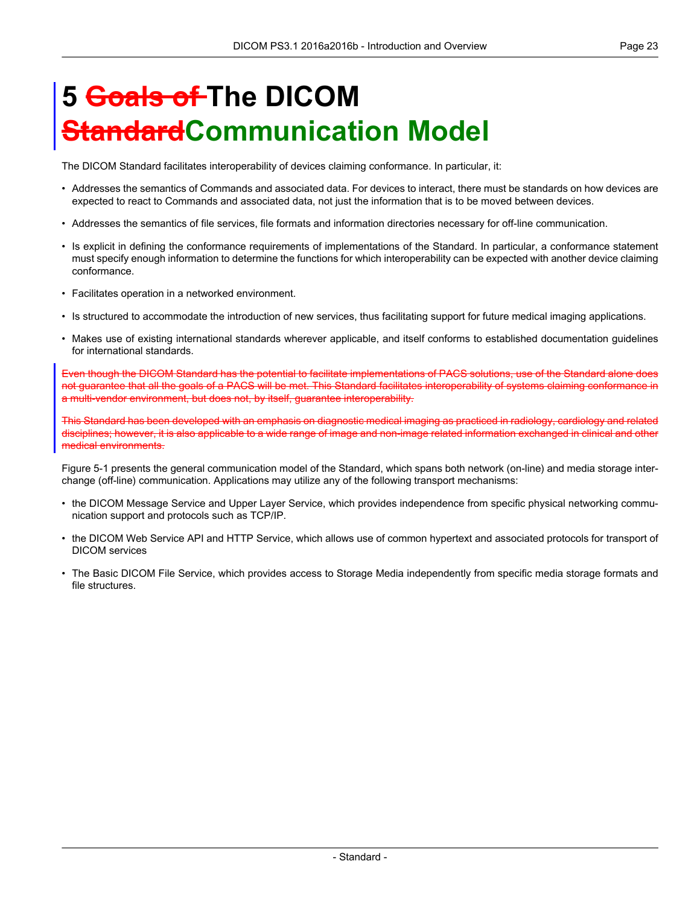# 5 ~~Goals of~~ The DICOM ~~Standard~~Communication Model

The DICOM Standard facilitates interoperability of devices claiming conformance. In particular, it:

- Addresses the semantics of Commands and associated data. For devices to interact, there must be standards on how devices are expected to react to Commands and associated data, not just the information that is to be moved between devices.
- Addresses the semantics of file services, file formats and information directories necessary for off-line communication.
- Is explicit in defining the conformance requirements of implementations of the Standard. In particular, a conformance statement must specify enough information to determine the functions for which interoperability can be expected with another device claiming conformance.
- Facilitates operation in a networked environment.
- Is structured to accommodate the introduction of new services, thus facilitating support for future medical imaging applications.
- Makes use of existing international standards wherever applicable, and itself conforms to established documentation guidelines for international standards.

~~Even though the DICOM Standard has the potential to facilitate implementations of PACS solutions, use of the Standard alone does not guarantee that all the goals of a PACS will be met. This Standard facilitates interoperability of systems claiming conformance in a multi-vendor environment, but does not, by itself, guarantee interoperability.~~

~~This Standard has been developed with an emphasis on diagnostic medical imaging as practiced in radiology, cardiology and related disciplines; however, it is also applicable to a wide range of image and non-image related information exchanged in clinical and other medical environments.~~

Figure 5-1 presents the general communication model of the Standard, which spans both network (on-line) and media storage interchange (off-line) communication. Applications may utilize any of the following transport mechanisms:

- the DICOM Message Service and Upper Layer Service, which provides independence from specific physical networking communication support and protocols such as TCP/IP.
- the DICOM Web Service API and HTTP Service, which allows use of common hypertext and associated protocols for transport of DICOM services
- The Basic DICOM File Service, which provides access to Storage Media independently from specific media storage formats and file structures.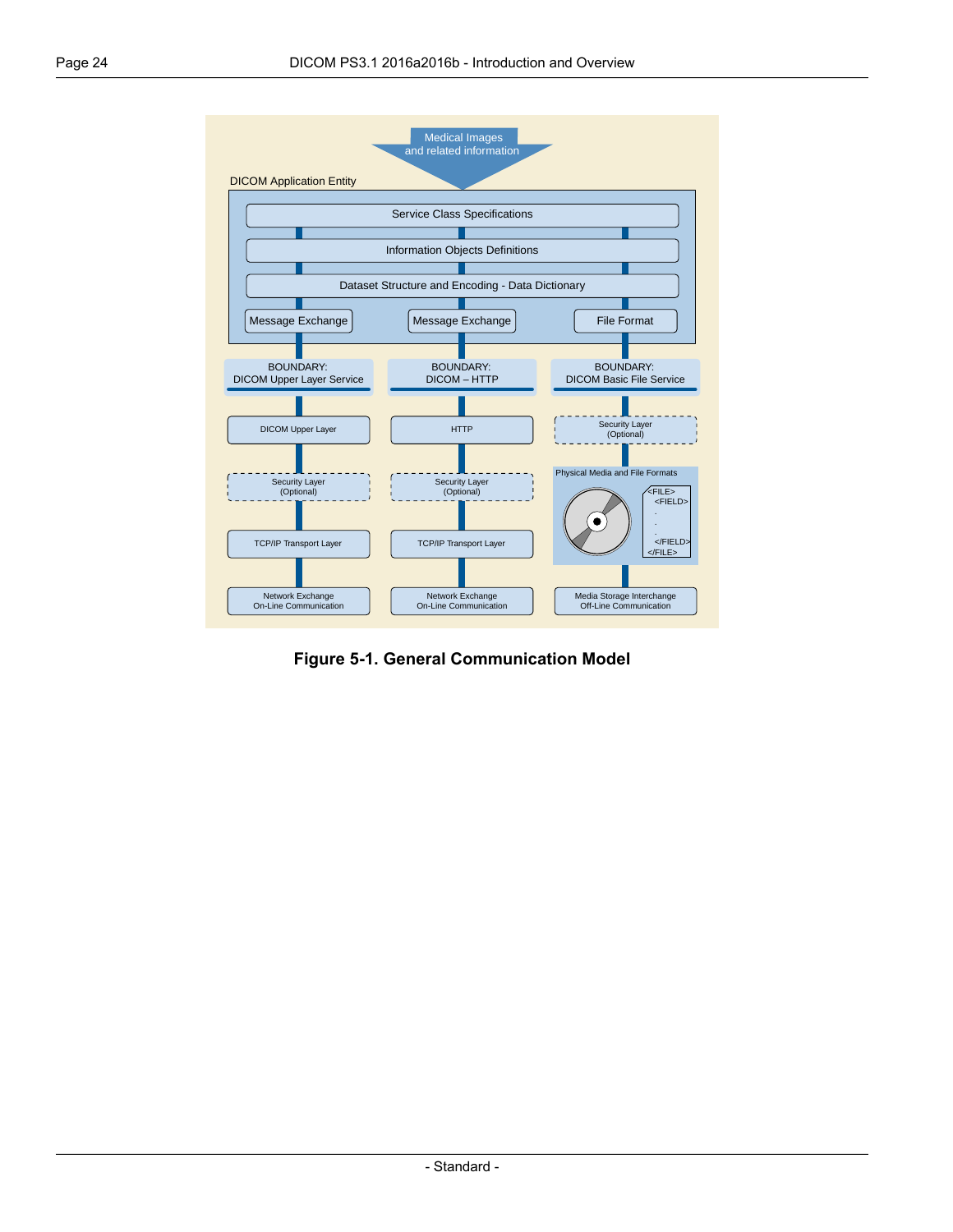**Figure 5-1. General Communication Model**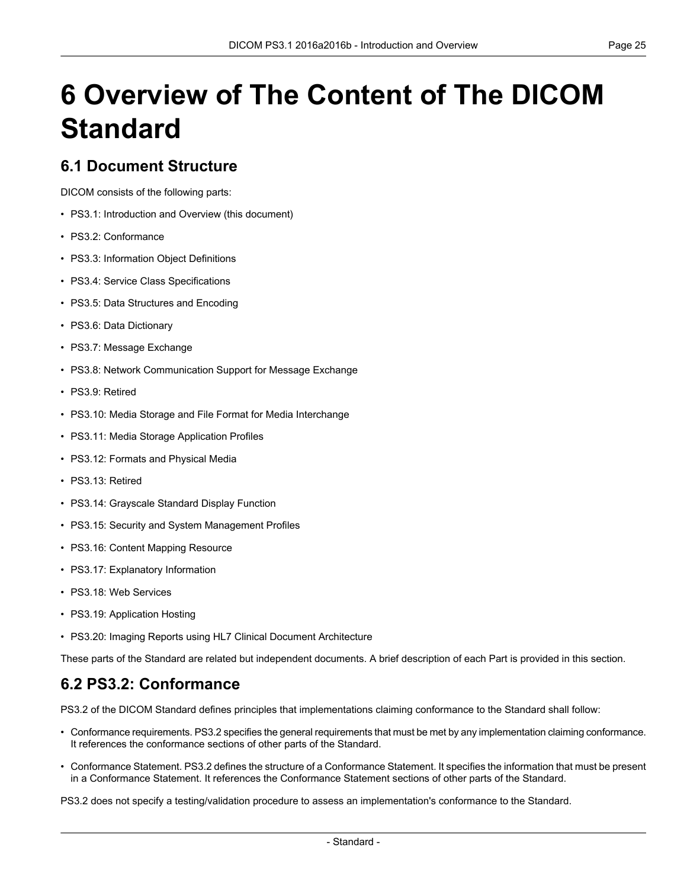# 6 Overview of The Content of The DICOM Standard

## 6.1 Document Structure

DICOM consists of the following parts:

- PS3.1: Introduction and Overview (this document)
- PS3.2: Conformance
- PS3.3: Information Object Definitions
- PS3.4: Service Class Specifications
- PS3.5: Data Structures and Encoding
- PS3.6: Data Dictionary
- PS3.7: Message Exchange
- PS3.8: Network Communication Support for Message Exchange
- PS3.9: Retired
- PS3.10: Media Storage and File Format for Media Interchange
- PS3.11: Media Storage Application Profiles
- PS3.12: Formats and Physical Media
- PS3.13: Retired
- PS3.14: Grayscale Standard Display Function
- PS3.15: Security and System Management Profiles
- PS3.16: Content Mapping Resource
- PS3.17: Explanatory Information
- PS3.18: Web Services
- PS3.19: Application Hosting
- PS3.20: Imaging Reports using HL7 Clinical Document Architecture

These parts of the Standard are related but independent documents. A brief description of each Part is provided in this section.

## 6.2 PS3.2: Conformance

PS3.2 of the DICOM Standard defines principles that implementations claiming conformance to the Standard shall follow:

- Conformance requirements. PS3.2 specifies the general requirements that must be met by any implementation claiming conformance. It references the conformance sections of other parts of the Standard.
- Conformance Statement. PS3.2 defines the structure of a Conformance Statement. It specifies the information that must be present in a Conformance Statement. It references the Conformance Statement sections of other parts of the Standard.

PS3.2 does not specify a testing/validation procedure to assess an implementation's conformance to the Standard.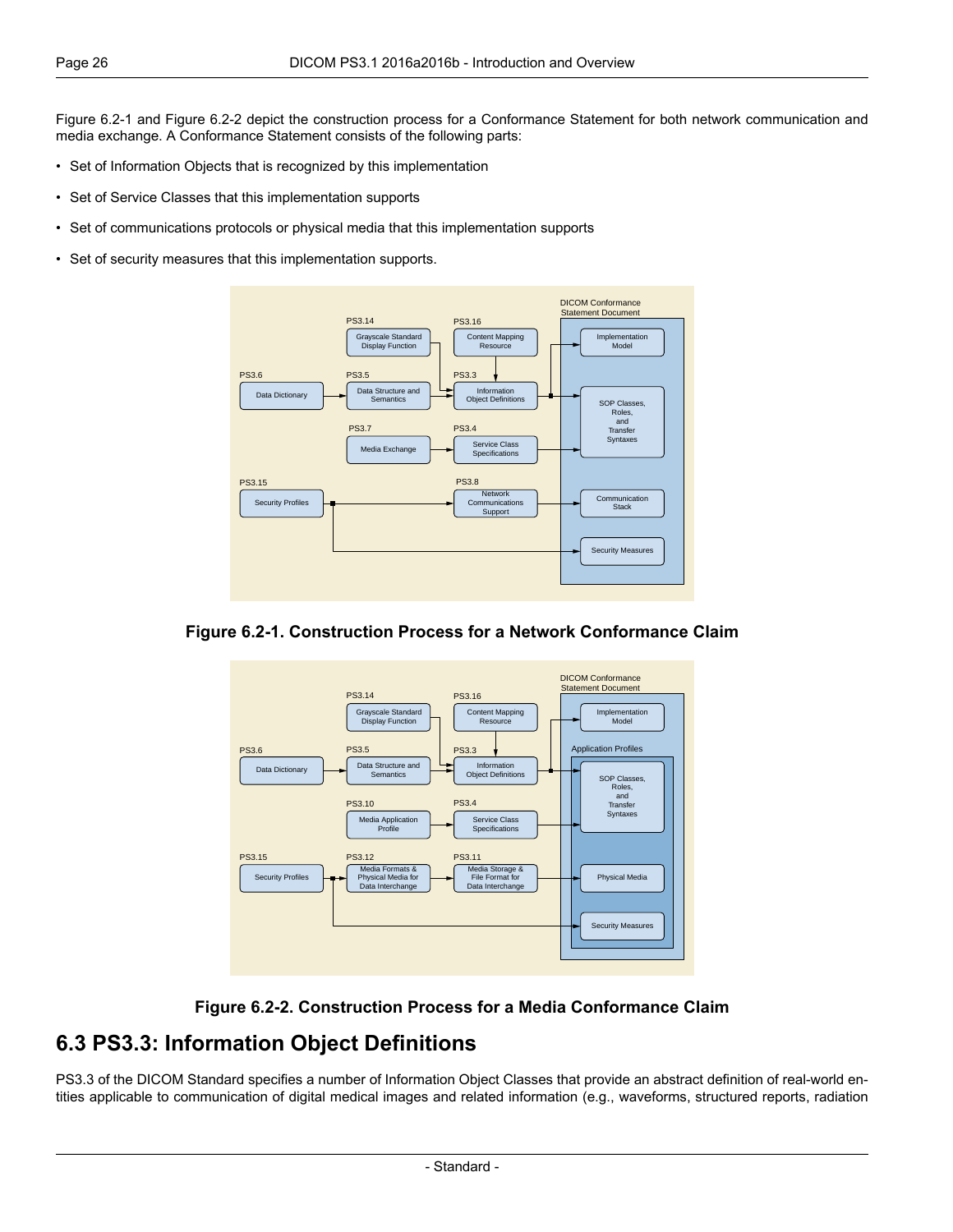Figure 6.2-1 and Figure 6.2-2 depict the construction process for a Conformance Statement for both network communication and media exchange. A Conformance Statement consists of the following parts:

- Set of Information Objects that is recognized by this implementation
- Set of Service Classes that this implementation supports
- Set of communications protocols or physical media that this implementation supports
- Set of security measures that this implementation supports.

**Figure 6.2-1. Construction Process for a Network Conformance Claim**

**Figure 6.2-2. Construction Process for a Media Conformance Claim**

## 6.3 PS3.3: Information Object Definitions

PS3.3 of the DICOM Standard specifies a number of Information Object Classes that provide an abstract definition of real-world entities applicable to communication of digital medical images and related information (e.g., waveforms, structured reports, radiation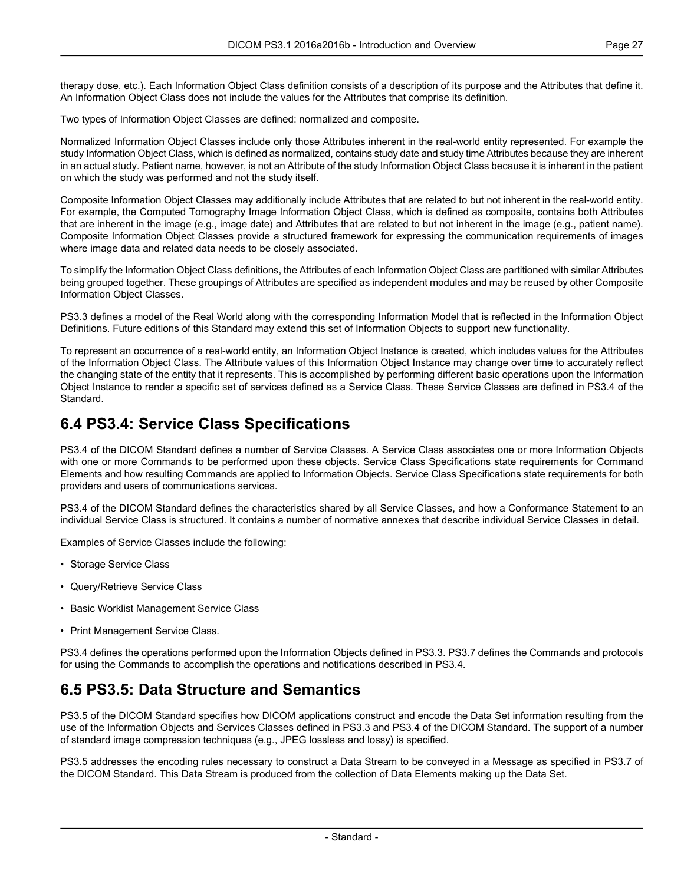therapy dose, etc.). Each Information Object Class definition consists of a description of its purpose and the Attributes that define it. An Information Object Class does not include the values for the Attributes that comprise its definition.

Two types of Information Object Classes are defined: normalized and composite.

Normalized Information Object Classes include only those Attributes inherent in the real-world entity represented. For example the study Information Object Class, which is defined as normalized, contains study date and study time Attributes because they are inherent in an actual study. Patient name, however, is not an Attribute of the study Information Object Class because it is inherent in the patient on which the study was performed and not the study itself.

Composite Information Object Classes may additionally include Attributes that are related to but not inherent in the real-world entity. For example, the Computed Tomography Image Information Object Class, which is defined as composite, contains both Attributes that are inherent in the image (e.g., image date) and Attributes that are related to but not inherent in the image (e.g., patient name). Composite Information Object Classes provide a structured framework for expressing the communication requirements of images where image data and related data needs to be closely associated.

To simplify the Information Object Class definitions, the Attributes of each Information Object Class are partitioned with similar Attributes being grouped together. These groupings of Attributes are specified as independent modules and may be reused by other Composite Information Object Classes.

PS3.3 defines a model of the Real World along with the corresponding Information Model that is reflected in the Information Object Definitions. Future editions of this Standard may extend this set of Information Objects to support new functionality.

To represent an occurrence of a real-world entity, an Information Object Instance is created, which includes values for the Attributes of the Information Object Class. The Attribute values of this Information Object Instance may change over time to accurately reflect the changing state of the entity that it represents. This is accomplished by performing different basic operations upon the Information Object Instance to render a specific set of services defined as a Service Class. These Service Classes are defined in PS3.4 of the Standard.

## 6.4 PS3.4: Service Class Specifications

PS3.4 of the DICOM Standard defines a number of Service Classes. A Service Class associates one or more Information Objects with one or more Commands to be performed upon these objects. Service Class Specifications state requirements for Command Elements and how resulting Commands are applied to Information Objects. Service Class Specifications state requirements for both providers and users of communications services.

PS3.4 of the DICOM Standard defines the characteristics shared by all Service Classes, and how a Conformance Statement to an individual Service Class is structured. It contains a number of normative annexes that describe individual Service Classes in detail.

Examples of Service Classes include the following:

- Storage Service Class
- Query/Retrieve Service Class
- Basic Worklist Management Service Class
- Print Management Service Class.

PS3.4 defines the operations performed upon the Information Objects defined in PS3.3. PS3.7 defines the Commands and protocols for using the Commands to accomplish the operations and notifications described in PS3.4.

## 6.5 PS3.5: Data Structure and Semantics

PS3.5 of the DICOM Standard specifies how DICOM applications construct and encode the Data Set information resulting from the use of the Information Objects and Services Classes defined in PS3.3 and PS3.4 of the DICOM Standard. The support of a number of standard image compression techniques (e.g., JPEG lossless and lossy) is specified.

PS3.5 addresses the encoding rules necessary to construct a Data Stream to be conveyed in a Message as specified in PS3.7 of the DICOM Standard. This Data Stream is produced from the collection of Data Elements making up the Data Set.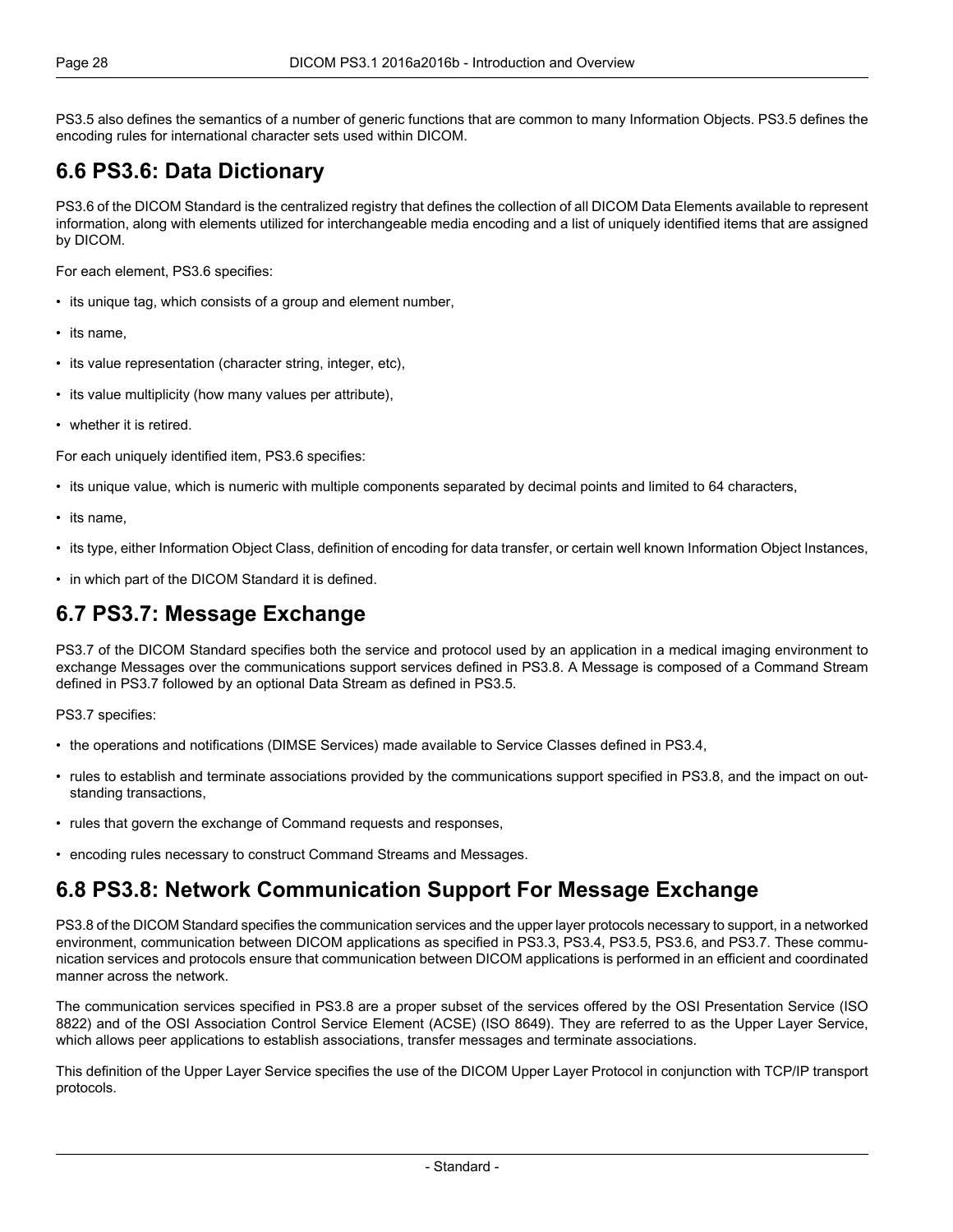PS3.5 also defines the semantics of a number of generic functions that are common to many Information Objects. PS3.5 defines the encoding rules for international character sets used within DICOM.

## 6.6 PS3.6: Data Dictionary

PS3.6 of the DICOM Standard is the centralized registry that defines the collection of all DICOM Data Elements available to represent information, along with elements utilized for interchangeable media encoding and a list of uniquely identified items that are assigned by DICOM.

For each element, PS3.6 specifies:

- its unique tag, which consists of a group and element number,
- its name,
- its value representation (character string, integer, etc),
- its value multiplicity (how many values per attribute),
- whether it is retired.

For each uniquely identified item, PS3.6 specifies:

- its unique value, which is numeric with multiple components separated by decimal points and limited to 64 characters,
- its name,
- its type, either Information Object Class, definition of encoding for data transfer, or certain well known Information Object Instances,
- in which part of the DICOM Standard it is defined.

## 6.7 PS3.7: Message Exchange

PS3.7 of the DICOM Standard specifies both the service and protocol used by an application in a medical imaging environment to exchange Messages over the communications support services defined in PS3.8. A Message is composed of a Command Stream defined in PS3.7 followed by an optional Data Stream as defined in PS3.5.

PS3.7 specifies:

- the operations and notifications (DIMSE Services) made available to Service Classes defined in PS3.4,
- rules to establish and terminate associations provided by the communications support specified in PS3.8, and the impact on outstanding transactions,
- rules that govern the exchange of Command requests and responses,
- encoding rules necessary to construct Command Streams and Messages.

## 6.8 PS3.8: Network Communication Support For Message Exchange

PS3.8 of the DICOM Standard specifies the communication services and the upper layer protocols necessary to support, in a networked environment, communication between DICOM applications as specified in PS3.3, PS3.4, PS3.5, PS3.6, and PS3.7. These communication services and protocols ensure that communication between DICOM applications is performed in an efficient and coordinated manner across the network.

The communication services specified in PS3.8 are a proper subset of the services offered by the OSI Presentation Service (ISO 8822) and of the OSI Association Control Service Element (ACSE) (ISO 8649). They are referred to as the Upper Layer Service, which allows peer applications to establish associations, transfer messages and terminate associations.

This definition of the Upper Layer Service specifies the use of the DICOM Upper Layer Protocol in conjunction with TCP/IP transport protocols.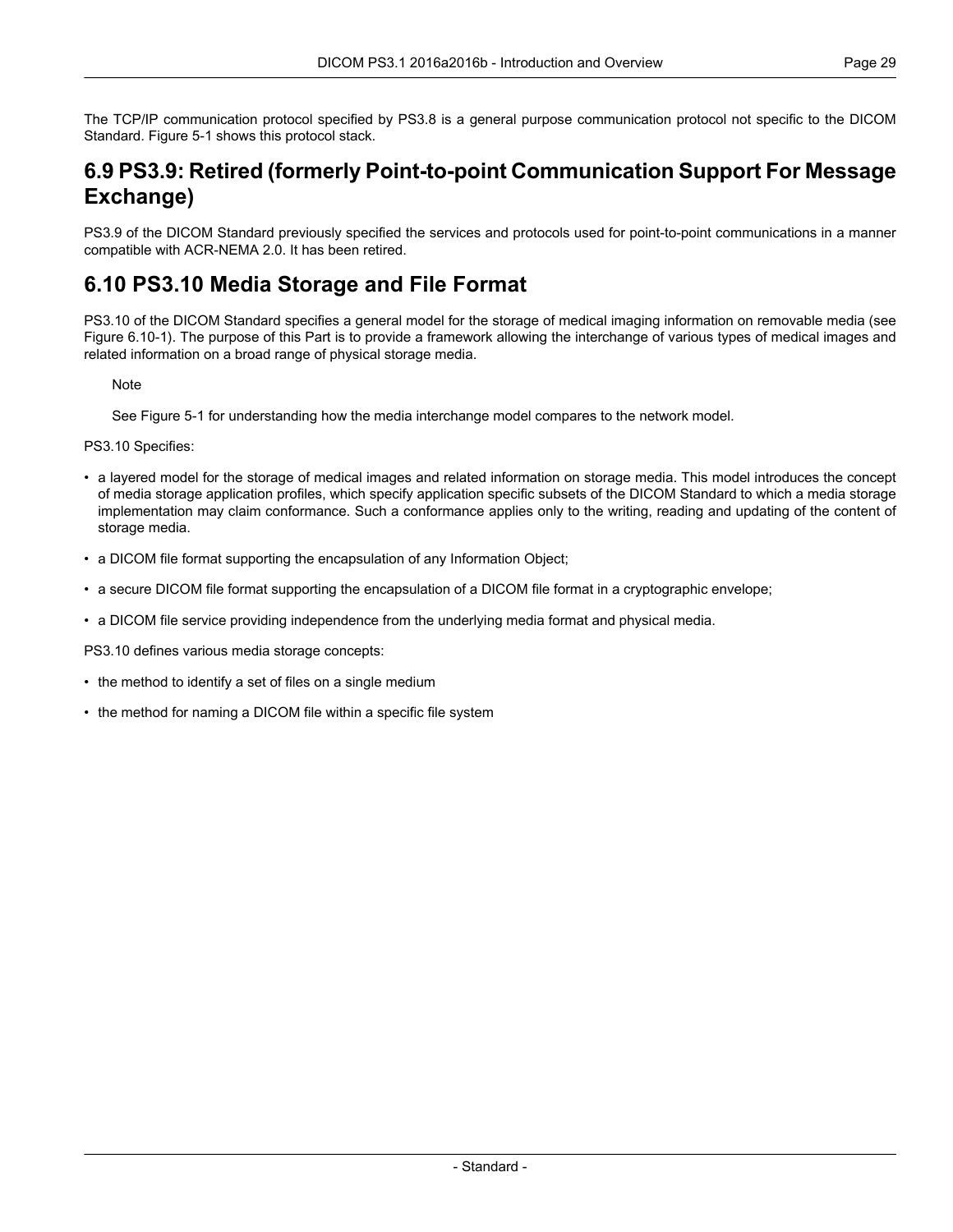The TCP/IP communication protocol specified by PS3.8 is a general purpose communication protocol not specific to the DICOM Standard. Figure 5-1 shows this protocol stack.

## 6.9 PS3.9: Retired (formerly Point-to-point Communication Support For Message Exchange)

PS3.9 of the DICOM Standard previously specified the services and protocols used for point-to-point communications in a manner compatible with ACR-NEMA 2.0. It has been retired.

## 6.10 PS3.10 Media Storage and File Format

PS3.10 of the DICOM Standard specifies a general model for the storage of medical imaging information on removable media (see Figure 6.10-1). The purpose of this Part is to provide a framework allowing the interchange of various types of medical images and related information on a broad range of physical storage media.

> Note
>
> See Figure 5-1 for understanding how the media interchange model compares to the network model.

PS3.10 Specifies:

- a layered model for the storage of medical images and related information on storage media. This model introduces the concept of media storage application profiles, which specify application specific subsets of the DICOM Standard to which a media storage implementation may claim conformance. Such a conformance applies only to the writing, reading and updating of the content of storage media.
- a DICOM file format supporting the encapsulation of any Information Object;
- a secure DICOM file format supporting the encapsulation of a DICOM file format in a cryptographic envelope;
- a DICOM file service providing independence from the underlying media format and physical media.

PS3.10 defines various media storage concepts:

- the method to identify a set of files on a single medium
- the method for naming a DICOM file within a specific file system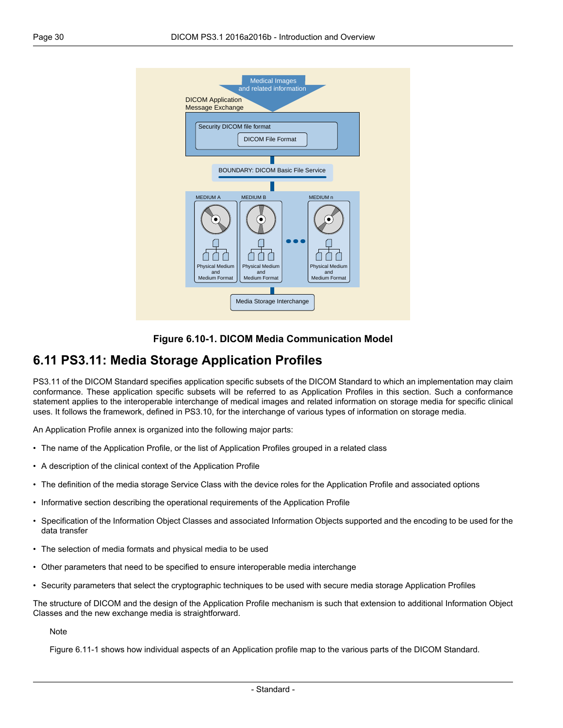Figure 6.10-1. DICOM Media Communication Model

## 6.11 PS3.11: Media Storage Application Profiles

PS3.11 of the DICOM Standard specifies application specific subsets of the DICOM Standard to which an implementation may claim conformance. These application specific subsets will be referred to as Application Profiles in this section. Such a conformance statement applies to the interoperable interchange of medical images and related information on storage media for specific clinical uses. It follows the framework, defined in PS3.10, for the interchange of various types of information on storage media.

An Application Profile annex is organized into the following major parts:

- The name of the Application Profile, or the list of Application Profiles grouped in a related class
- A description of the clinical context of the Application Profile
- The definition of the media storage Service Class with the device roles for the Application Profile and associated options
- Informative section describing the operational requirements of the Application Profile
- Specification of the Information Object Classes and associated Information Objects supported and the encoding to be used for the data transfer
- The selection of media formats and physical media to be used
- Other parameters that need to be specified to ensure interoperable media interchange
- Security parameters that select the cryptographic techniques to be used with secure media storage Application Profiles

The structure of DICOM and the design of the Application Profile mechanism is such that extension to additional Information Object Classes and the new exchange media is straightforward.

Note

Figure 6.11-1 shows how individual aspects of an Application profile map to the various parts of the DICOM Standard.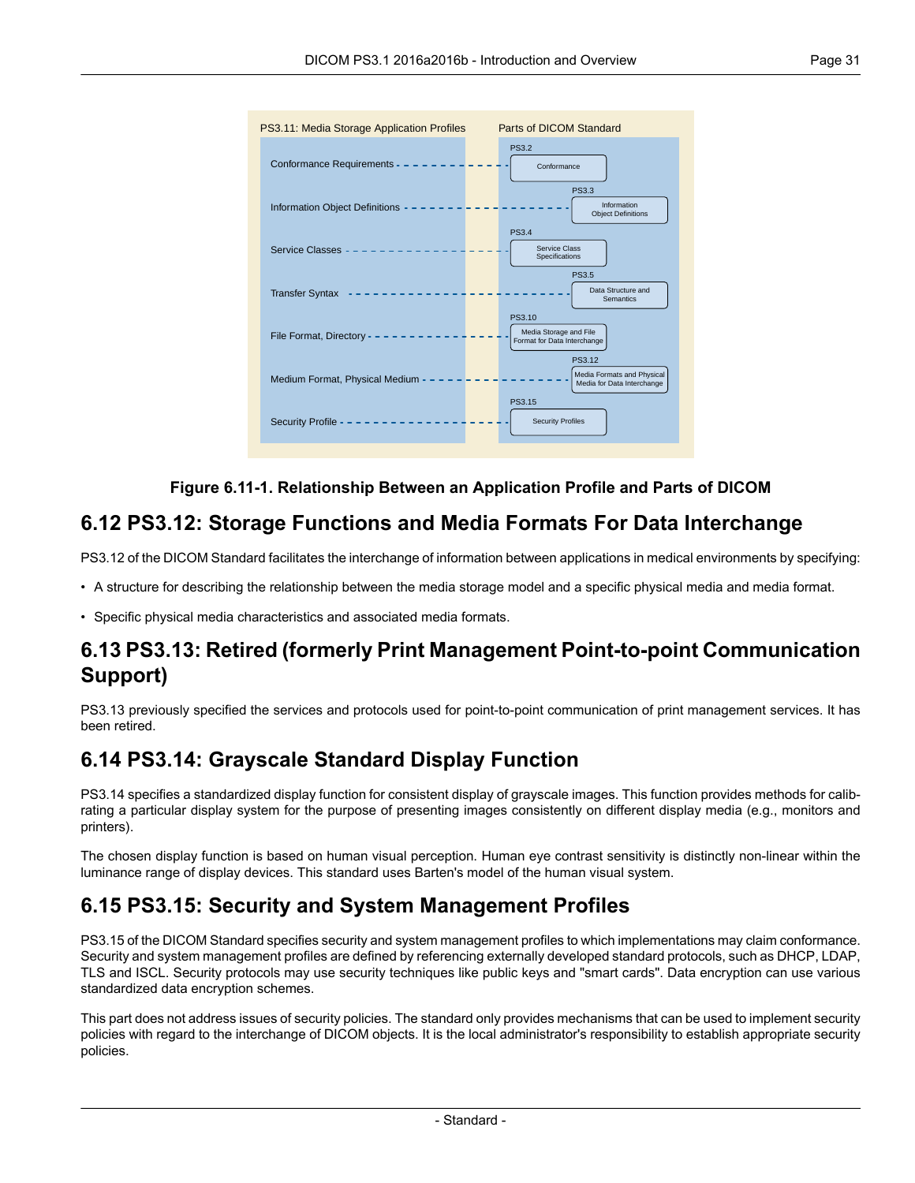| PS3.11: Media Storage Application Profiles | Parts of DICOM Standard |
| --- | --- |
| Conformance Requirements | PS3.2 Conformance |
| Information Object Definitions | PS3.3 Information Object Definitions |
| Service Classes | PS3.4 Service Class Specifications |
| Transfer Syntax | PS3.5 Data Structure and Semantics |
| File Format, Directory | PS3.10 Media Storage and File Format for Data Interchange |
| Medium Format, Physical Medium | PS3.12 Media Formats and Physical Media for Data Interchange |
| Security Profile | PS3.15 Security Profiles |

**Figure 6.11-1. Relationship Between an Application Profile and Parts of DICOM**

## 6.12 PS3.12: Storage Functions and Media Formats For Data Interchange

PS3.12 of the DICOM Standard facilitates the interchange of information between applications in medical environments by specifying:

- A structure for describing the relationship between the media storage model and a specific physical media and media format.
- Specific physical media characteristics and associated media formats.

## 6.13 PS3.13: Retired (formerly Print Management Point-to-point Communication Support)

PS3.13 previously specified the services and protocols used for point-to-point communication of print management services. It has been retired.

## 6.14 PS3.14: Grayscale Standard Display Function

PS3.14 specifies a standardized display function for consistent display of grayscale images. This function provides methods for calibrating a particular display system for the purpose of presenting images consistently on different display media (e.g., monitors and printers).

The chosen display function is based on human visual perception. Human eye contrast sensitivity is distinctly non-linear within the luminance range of display devices. This standard uses Barten's model of the human visual system.

## 6.15 PS3.15: Security and System Management Profiles

PS3.15 of the DICOM Standard specifies security and system management profiles to which implementations may claim conformance. Security and system management profiles are defined by referencing externally developed standard protocols, such as DHCP, LDAP, TLS and ISCL. Security protocols may use security techniques like public keys and "smart cards". Data encryption can use various standardized data encryption schemes.

This part does not address issues of security policies. The standard only provides mechanisms that can be used to implement security policies with regard to the interchange of DICOM objects. It is the local administrator's responsibility to establish appropriate security policies.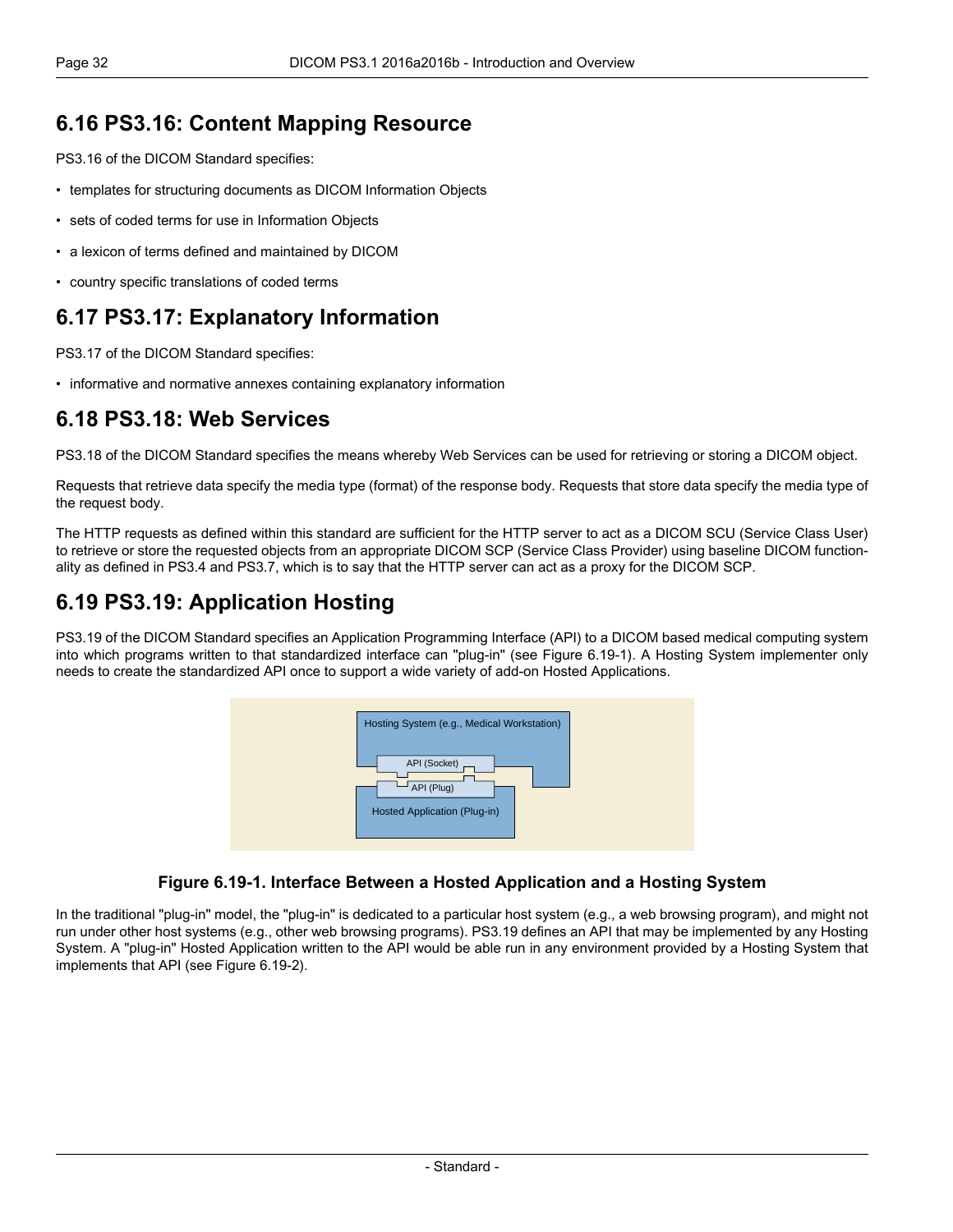## 6.16 PS3.16: Content Mapping Resource

PS3.16 of the DICOM Standard specifies:

- templates for structuring documents as DICOM Information Objects
- sets of coded terms for use in Information Objects
- a lexicon of terms defined and maintained by DICOM
- country specific translations of coded terms

## 6.17 PS3.17: Explanatory Information

PS3.17 of the DICOM Standard specifies:

- informative and normative annexes containing explanatory information

## 6.18 PS3.18: Web Services

PS3.18 of the DICOM Standard specifies the means whereby Web Services can be used for retrieving or storing a DICOM object.

Requests that retrieve data specify the media type (format) of the response body. Requests that store data specify the media type of the request body.

The HTTP requests as defined within this standard are sufficient for the HTTP server to act as a DICOM SCU (Service Class User) to retrieve or store the requested objects from an appropriate DICOM SCP (Service Class Provider) using baseline DICOM functionality as defined in PS3.4 and PS3.7, which is to say that the HTTP server can act as a proxy for the DICOM SCP.

## 6.19 PS3.19: Application Hosting

PS3.19 of the DICOM Standard specifies an Application Programming Interface (API) to a DICOM based medical computing system into which programs written to that standardized interface can "plug-in" (see Figure 6.19-1). A Hosting System implementer only needs to create the standardized API once to support a wide variety of add-on Hosted Applications.

Hosting System (e.g., Medical Workstation)

API (Socket)

API (Plug)

Hosted Application (Plug-in)

**Figure 6.19-1. Interface Between a Hosted Application and a Hosting System**

In the traditional "plug-in" model, the "plug-in" is dedicated to a particular host system (e.g., a web browsing program), and might not run under other host systems (e.g., other web browsing programs). PS3.19 defines an API that may be implemented by any Hosting System. A "plug-in" Hosted Application written to the API would be able run in any environment provided by a Hosting System that implements that API (see Figure 6.19-2).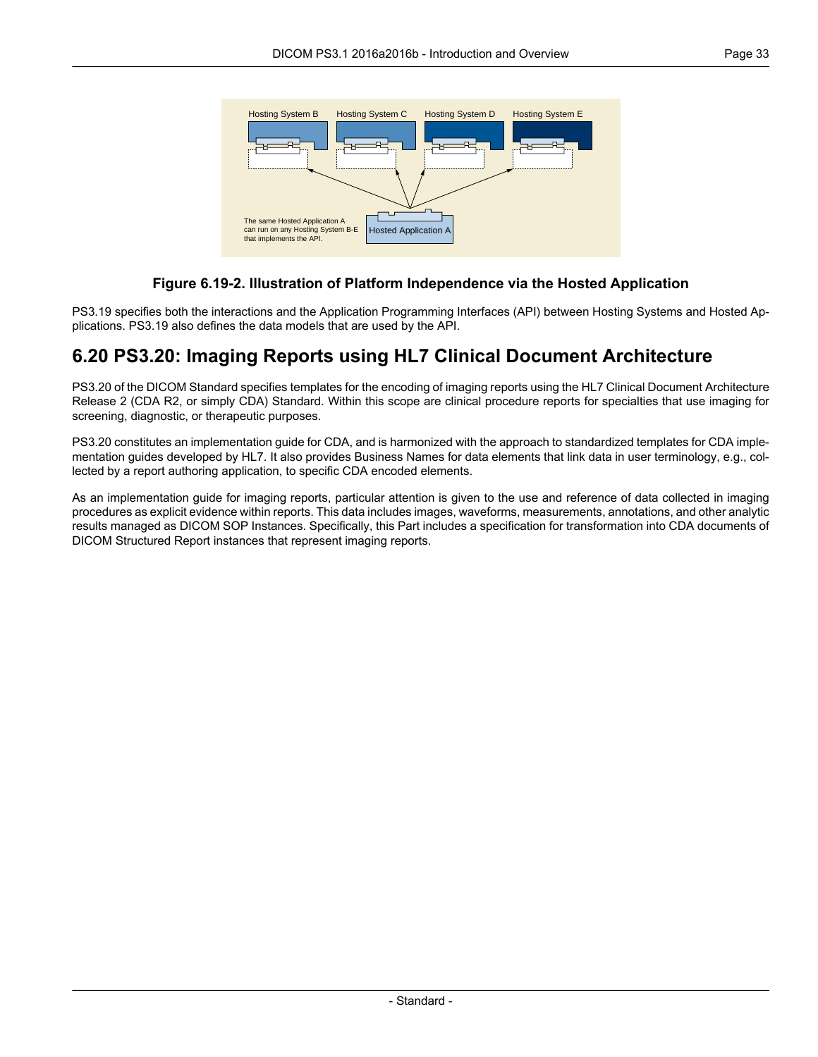**Figure 6.19-2. Illustration of Platform Independence via the Hosted Application**

PS3.19 specifies both the interactions and the Application Programming Interfaces (API) between Hosting Systems and Hosted Applications. PS3.19 also defines the data models that are used by the API.

## 6.20 PS3.20: Imaging Reports using HL7 Clinical Document Architecture

PS3.20 of the DICOM Standard specifies templates for the encoding of imaging reports using the HL7 Clinical Document Architecture Release 2 (CDA R2, or simply CDA) Standard. Within this scope are clinical procedure reports for specialties that use imaging for screening, diagnostic, or therapeutic purposes.

PS3.20 constitutes an implementation guide for CDA, and is harmonized with the approach to standardized templates for CDA implementation guides developed by HL7. It also provides Business Names for data elements that link data in user terminology, e.g., collected by a report authoring application, to specific CDA encoded elements.

As an implementation guide for imaging reports, particular attention is given to the use and reference of data collected in imaging procedures as explicit evidence within reports. This data includes images, waveforms, measurements, annotations, and other analytic results managed as DICOM SOP Instances. Specifically, this Part includes a specification for transformation into CDA documents of DICOM Structured Report instances that represent imaging reports.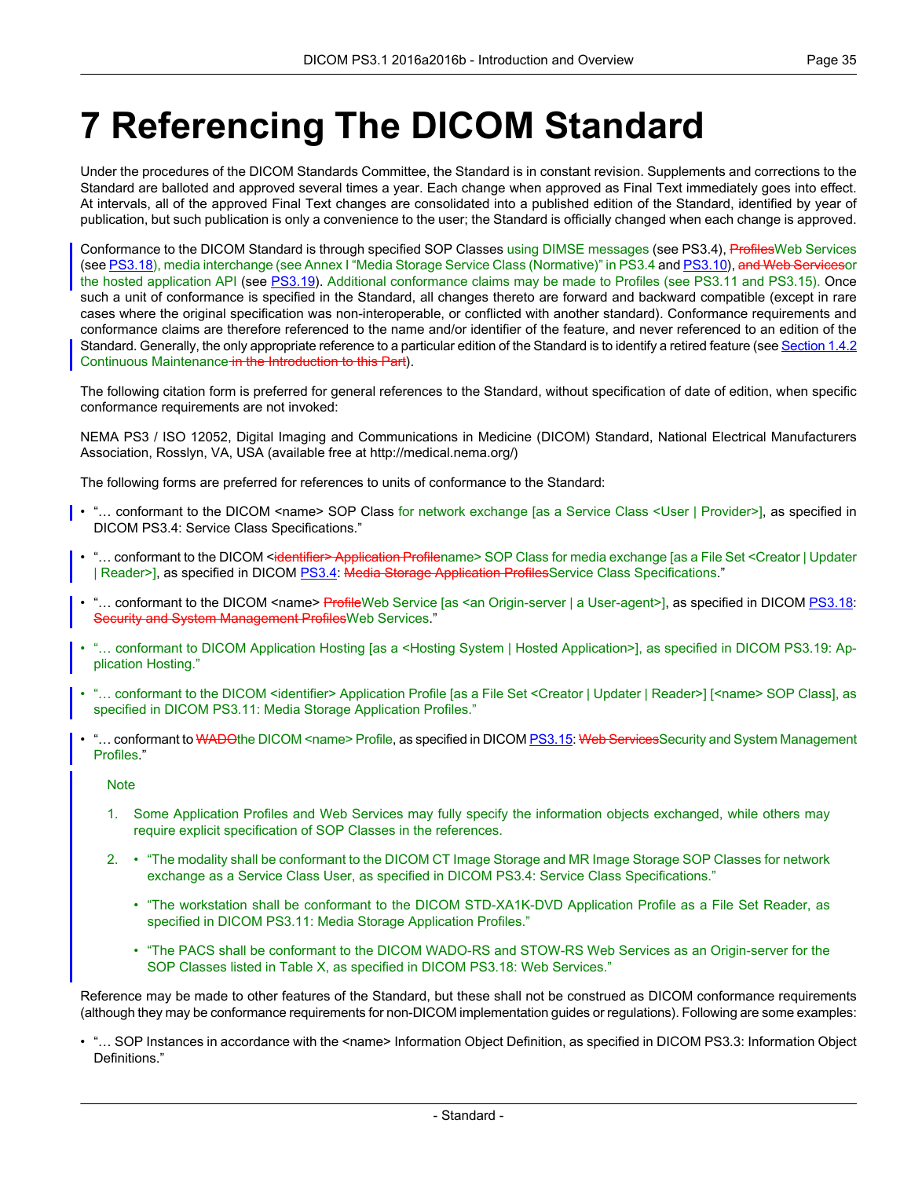# 7 Referencing The DICOM Standard

Under the procedures of the DICOM Standards Committee, the Standard is in constant revision. Supplements and corrections to the Standard are balloted and approved several times a year. Each change when approved as Final Text immediately goes into effect. At intervals, all of the approved Final Text changes are consolidated into a published edition of the Standard, identified by year of publication, but such publication is only a convenience to the user; the Standard is officially changed when each change is approved.

Conformance to the DICOM Standard is through specified SOP Classes using DIMSE messages (see PS3.4), ~~Profiles~~Web Services (see PS3.18), media interchange (see Annex I "Media Storage Service Class (Normative)" in PS3.4 and PS3.10), ~~and Web Services~~or the hosted application API (see PS3.19). Additional conformance claims may be made to Profiles (see PS3.11 and PS3.15). Once such a unit of conformance is specified in the Standard, all changes thereto are forward and backward compatible (except in rare cases where the original specification was non-interoperable, or conflicted with another standard). Conformance requirements and conformance claims are therefore referenced to the name and/or identifier of the feature, and never referenced to an edition of the Standard. Generally, the only appropriate reference to a particular edition of the Standard is to identify a retired feature (see Section 1.4.2 Continuous Maintenance~~ in the Introduction to this Part~~).

The following citation form is preferred for general references to the Standard, without specification of date of edition, when specific conformance requirements are not invoked:

NEMA PS3 / ISO 12052, Digital Imaging and Communications in Medicine (DICOM) Standard, National Electrical Manufacturers Association, Rosslyn, VA, USA (available free at http://medical.nema.org/)

The following forms are preferred for references to units of conformance to the Standard:

- "… conformant to the DICOM <name> SOP Class for network exchange [as a Service Class <User | Provider>], as specified in DICOM PS3.4: Service Class Specifications."
- "… conformant to the DICOM <~~identifier> Application Profile~~name> SOP Class for media exchange [as a File Set <Creator | Updater | Reader>], as specified in DICOM PS3.4: ~~Media Storage Application Profiles~~Service Class Specifications."
- "… conformant to the DICOM <name> ~~Profile~~Web Service [as <an Origin-server | a User-agent>], as specified in DICOM PS3.18: ~~Security and System Management Profiles~~Web Services."
- "… conformant to DICOM Application Hosting [as a <Hosting System | Hosted Application>], as specified in DICOM PS3.19: Application Hosting."
- "… conformant to the DICOM <identifier> Application Profile [as a File Set <Creator | Updater | Reader>] [<name> SOP Class], as specified in DICOM PS3.11: Media Storage Application Profiles."
- "… conformant to ~~WADO~~the DICOM <name> Profile, as specified in DICOM PS3.15: ~~Web Services~~Security and System Management Profiles."

> Note
>
> 1. Some Application Profiles and Web Services may fully specify the information objects exchanged, while others may require explicit specification of SOP Classes in the references.
> 2. - "The modality shall be conformant to the DICOM CT Image Storage and MR Image Storage SOP Classes for network exchange as a Service Class User, as specified in DICOM PS3.4: Service Class Specifications."
>    - "The workstation shall be conformant to the DICOM STD-XA1K-DVD Application Profile as a File Set Reader, as specified in DICOM PS3.11: Media Storage Application Profiles."
>    - "The PACS shall be conformant to the DICOM WADO-RS and STOW-RS Web Services as an Origin-server for the SOP Classes listed in Table X, as specified in DICOM PS3.18: Web Services."

Reference may be made to other features of the Standard, but these shall not be construed as DICOM conformance requirements (although they may be conformance requirements for non-DICOM implementation guides or regulations). Following are some examples:

- "… SOP Instances in accordance with the <name> Information Object Definition, as specified in DICOM PS3.3: Information Object Definitions."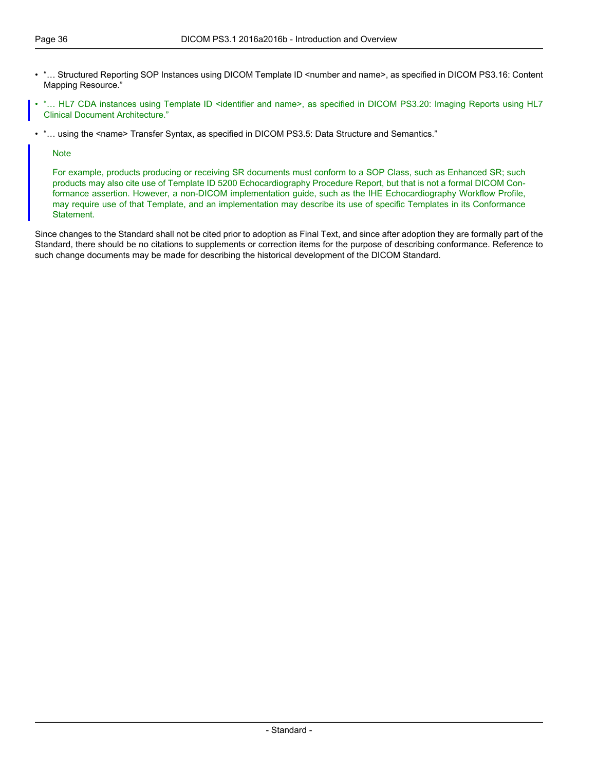- "… Structured Reporting SOP Instances using DICOM Template ID <number and name>, as specified in DICOM PS3.16: Content Mapping Resource."
- "… HL7 CDA instances using Template ID <identifier and name>, as specified in DICOM PS3.20: Imaging Reports using HL7 Clinical Document Architecture."
- "… using the <name> Transfer Syntax, as specified in DICOM PS3.5: Data Structure and Semantics."

> Note
>
> For example, products producing or receiving SR documents must conform to a SOP Class, such as Enhanced SR; such products may also cite use of Template ID 5200 Echocardiography Procedure Report, but that is not a formal DICOM Conformance assertion. However, a non-DICOM implementation guide, such as the IHE Echocardiography Workflow Profile, may require use of that Template, and an implementation may describe its use of specific Templates in its Conformance Statement.

Since changes to the Standard shall not be cited prior to adoption as Final Text, and since after adoption they are formally part of the Standard, there should be no citations to supplements or correction items for the purpose of describing conformance. Reference to such change documents may be made for describing the historical development of the DICOM Standard.